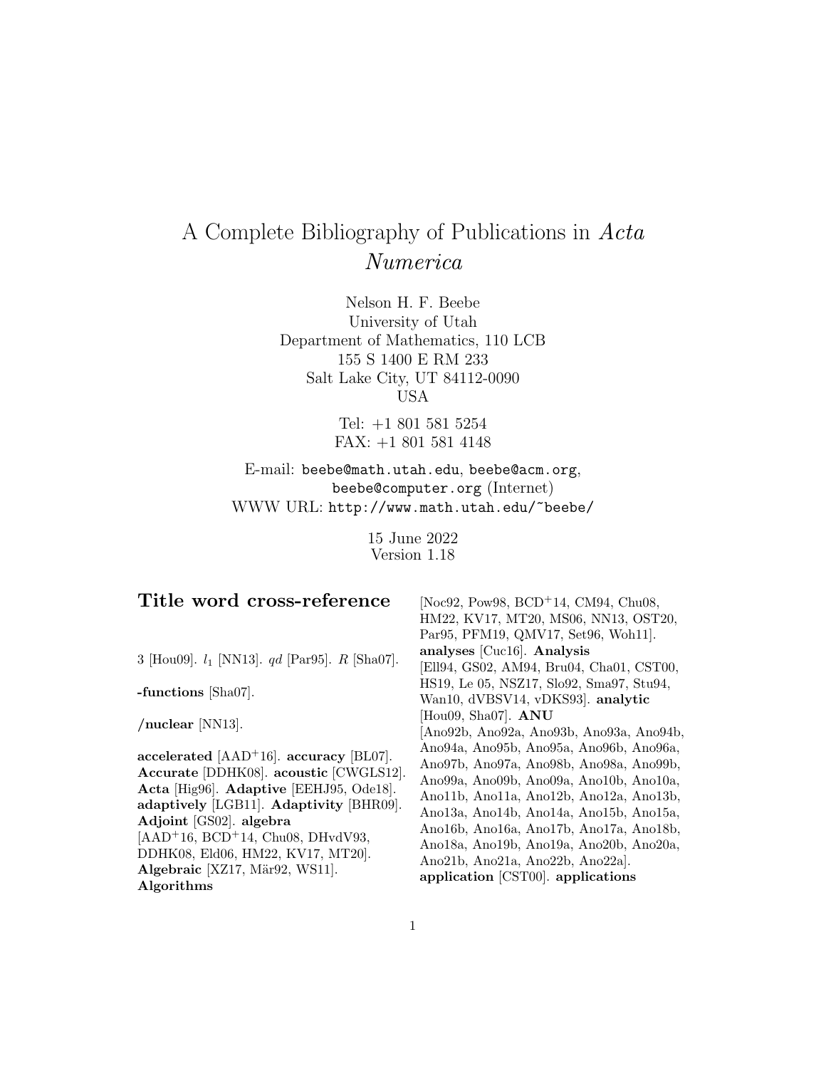# A Complete Bibliography of Publications in *Acta Numerica*

Nelson H. F. Beebe
University of Utah
Department of Mathematics, 110 LCB
155 S 1400 E RM 233
Salt Lake City, UT 84112-0090
USA

Tel: +1 801 581 5254
FAX: +1 801 581 4148

E-mail: `beebe@math.utah.edu`, `beebe@acm.org`, `beebe@computer.org` (Internet)
WWW URL: `http://www.math.utah.edu/~beebe/`

15 June 2022
Version 1.18

## Title word cross-reference

3 [Hou09]. $l_1$ [NN13]. $qd$ [Par95]. $R$ [Sha07].

**-functions** [Sha07].

**/nuclear** [NN13].

**accelerated** [AAD+16]. **accuracy** [BL07]. **Accurate** [DDHK08]. **acoustic** [CWGLS12]. **Acta** [Hig96]. **Adaptive** [EEHJ95, Ode18]. **adaptively** [LGB11]. **Adaptivity** [BHR09]. **Adjoint** [GS02]. **algebra** [AAD+16, BCD+14, Chu08, DHvdV93, DDHK08, Eld06, HM22, KV17, MT20]. **Algebraic** [XZ17, Mär92, WS11]. **Algorithms** [Noc92, Pow98, BCD+14, CM94, Chu08, HM22, KV17, MT20, MS06, NN13, OST20, Par95, PFM19, QMV17, Set96, Woh11]. **analyses** [Cuc16]. **Analysis** [Ell94, GS02, AM94, Bru04, Cha01, CST00, HS19, Le 05, NSZ17, Slo92, Sma97, Stu94, Wan10, dVBSV14, vDKS93]. **analytic** [Hou09, Sha07]. **ANU** [Ano92b, Ano92a, Ano93b, Ano93a, Ano94b, Ano94a, Ano95b, Ano95a, Ano96b, Ano96a, Ano97b, Ano97a, Ano98b, Ano98a, Ano99b, Ano99a, Ano09b, Ano09a, Ano10b, Ano10a, Ano11b, Ano11a, Ano12b, Ano12a, Ano13b, Ano13a, Ano14b, Ano14a, Ano15b, Ano15a, Ano16b, Ano16a, Ano17b, Ano17a, Ano18b, Ano18a, Ano19b, Ano19a, Ano20b, Ano20a, Ano21b, Ano21a, Ano22b, Ano22a]. **application** [CST00]. **applications**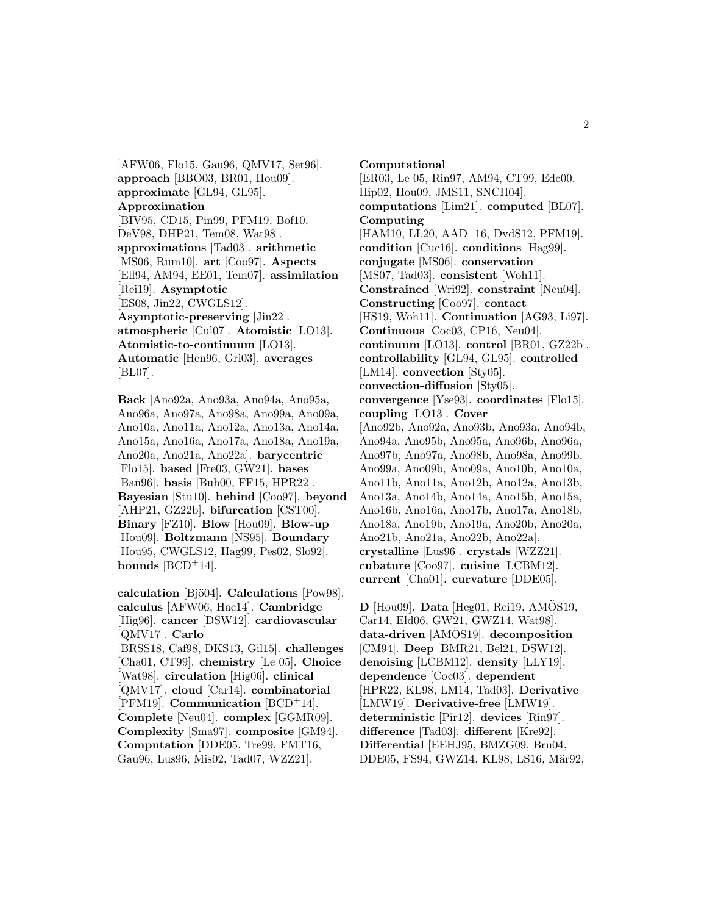[AFW06, Flo15, Gau96, QMV17, Set96]. **approach** [BBO03, BR01, Hou09]. **approximate** [GL94, GL95]. **Approximation** [BIV95, CD15, Pin99, PFM19, Bof10, DeV98, DHP21, Tem08, Wat98]. **approximations** [Tad03]. **arithmetic** [MS06, Rum10]. **art** [Coo97]. **Aspects** [Ell94, AM94, EE01, Tem07]. **assimilation** [Rei19]. **Asymptotic** [ES08, Jin22, CWGLS12]. **Asymptotic-preserving** [Jin22]. **atmospheric** [Cul07]. **Atomistic** [LO13]. **Atomistic-to-continuum** [LO13]. **Automatic** [Hen96, Gri03]. **averages** [BL07].

**Back** [Ano92a, Ano93a, Ano94a, Ano95a, Ano96a, Ano97a, Ano98a, Ano99a, Ano09a, Ano10a, Ano11a, Ano12a, Ano13a, Ano14a, Ano15a, Ano16a, Ano17a, Ano18a, Ano19a, Ano20a, Ano21a, Ano22a]. **barycentric** [Flo15]. **based** [Fre03, GW21]. **bases** [Ban96]. **basis** [Buh00, FF15, HPR22]. **Bayesian** [Stu10]. **behind** [Coo97]. **beyond** [AHP21, GZ22b]. **bifurcation** [CST00]. **Binary** [FZ10]. **Blow** [Hou09]. **Blow-up** [Hou09]. **Boltzmann** [NS95]. **Boundary** [Hou95, CWGLS12, Hag99, Pes02, Slo92]. **bounds** [BCD+14].

**calculation** [Bjö04]. **Calculations** [Pow98]. **calculus** [AFW06, Hac14]. **Cambridge** [Hig96]. **cancer** [DSW12]. **cardiovascular** [QMV17]. **Carlo** [BRSS18, Caf98, DKS13, Gil15]. **challenges** [Cha01, CT99]. **chemistry** [Le 05]. **Choice** [Wat98]. **circulation** [Hig06]. **clinical** [QMV17]. **cloud** [Car14]. **combinatorial** [PFM19]. **Communication** [BCD+14]. **Complete** [Neu04]. **complex** [GGMR09]. **Complexity** [Sma97]. **composite** [GM94]. **Computation** [DDE05, Tre99, FMT16, Gau96, Lus96, Mis02, Tad07, WZZ21].

**Computational** [ER03, Le 05, Rin97, AM94, CT99, Ede00, Hip02, Hou09, JMS11, SNCH04]. **computations** [Lim21]. **computed** [BL07]. **Computing** [HAM10, LL20, AAD+16, DvdS12, PFM19]. **condition** [Cuc16]. **conditions** [Hag99]. **conjugate** [MS06]. **conservation** [MS07, Tad03]. **consistent** [Woh11]. **Constrained** [Wri92]. **constraint** [Neu04]. **Constructing** [Coo97]. **contact** [HS19, Woh11]. **Continuation** [AG93, Li97]. **Continuous** [Coc03, CP16, Neu04]. **continuum** [LO13]. **control** [BR01, GZ22b]. **controllability** [GL94, GL95]. **controlled** [LM14]. **convection** [Sty05]. **convection-diffusion** [Sty05]. **convergence** [Yse93]. **coordinates** [Flo15]. **coupling** [LO13]. **Cover** [Ano92b, Ano92a, Ano93b, Ano93a, Ano94b, Ano94a, Ano95b, Ano95a, Ano96b, Ano96a, Ano97b, Ano97a, Ano98b, Ano98a, Ano99b, Ano99a, Ano09b, Ano09a, Ano10b, Ano10a, Ano11b, Ano11a, Ano12b, Ano12a, Ano13b, Ano13a, Ano14b, Ano14a, Ano15b, Ano15a, Ano16b, Ano16a, Ano17b, Ano17a, Ano18b, Ano18a, Ano19b, Ano19a, Ano20b, Ano20a, Ano21b, Ano21a, Ano22b, Ano22a]. **crystalline** [Lus96]. **crystals** [WZZ21]. **cubature** [Coo97]. **cuisine** [LCBM12]. **current** [Cha01]. **curvature** [DDE05].

**D** [Hou09]. **Data** [Heg01, Rei19, AMÖS19, Car14, Eld06, GW21, GWZ14, Wat98]. **data-driven** [AMÖS19]. **decomposition** [CM94]. **Deep** [BMR21, Bel21, DSW12]. **denoising** [LCBM12]. **density** [LLY19]. **dependence** [Coc03]. **dependent** [HPR22, KL98, LM14, Tad03]. **Derivative** [LMW19]. **Derivative-free** [LMW19]. **deterministic** [Pir12]. **devices** [Rin97]. **difference** [Tad03]. **different** [Kre92]. **Differential** [EEHJ95, BMZG09, Bru04, DDE05, FS94, GWZ14, KL98, LS16, Mär92,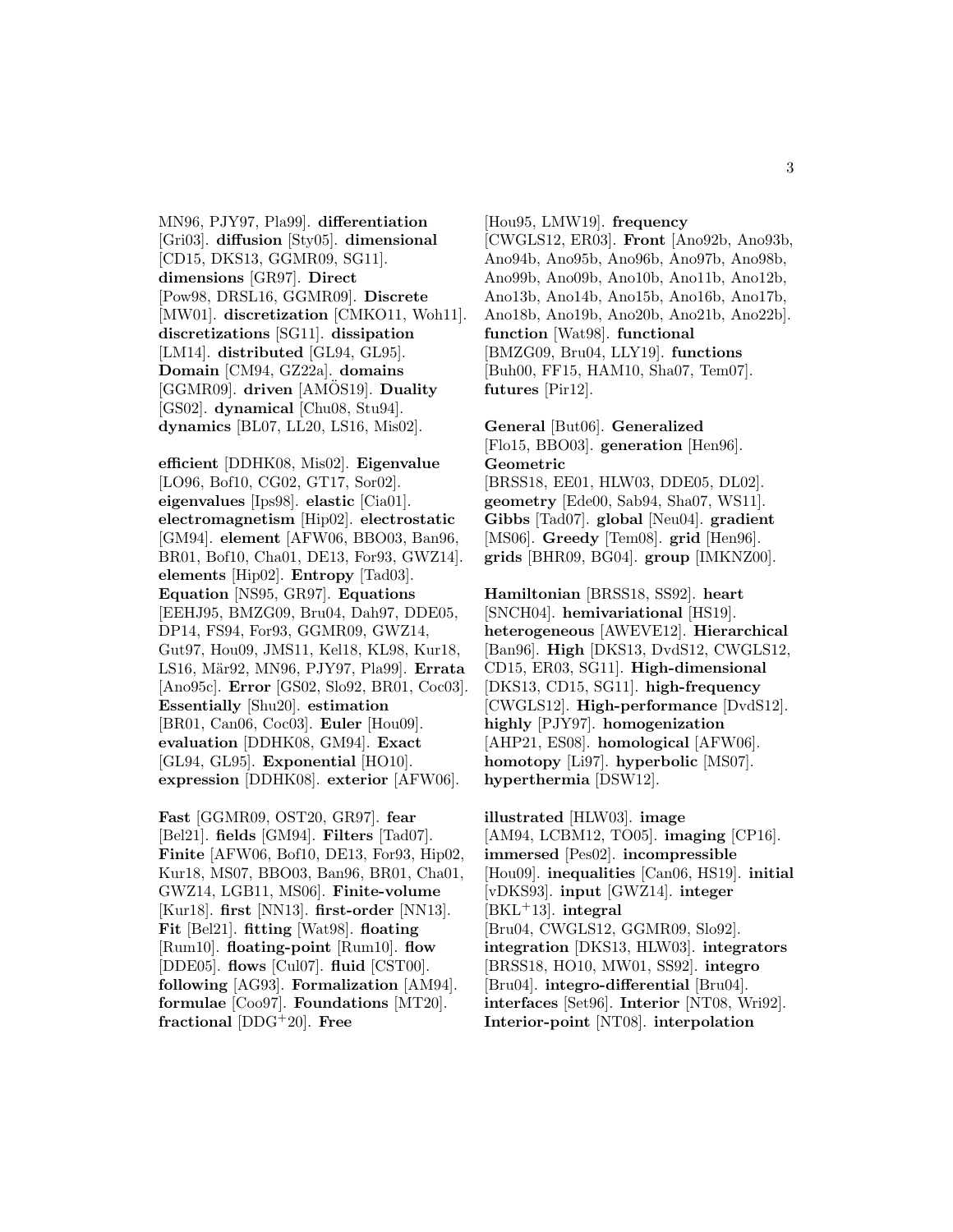MN96, PJY97, Pla99]. **differentiation** [Gri03]. **diffusion** [Sty05]. **dimensional** [CD15, DKS13, GGMR09, SG11]. **dimensions** [GR97]. **Direct** [Pow98, DRSL16, GGMR09]. **Discrete** [MW01]. **discretization** [CMKO11, Woh11]. **discretizations** [SG11]. **dissipation** [LM14]. **distributed** [GL94, GL95]. **Domain** [CM94, GZ22a]. **domains** [GGMR09]. **driven** [AMÖS19]. **Duality** [GS02]. **dynamical** [Chu08, Stu94]. **dynamics** [BL07, LL20, LS16, Mis02].

**efficient** [DDHK08, Mis02]. **Eigenvalue** [LO96, Bof10, CG02, GT17, Sor02]. **eigenvalues** [Ips98]. **elastic** [Cia01]. **electromagnetism** [Hip02]. **electrostatic** [GM94]. **element** [AFW06, BBO03, Ban96, BR01, Bof10, Cha01, DE13, For93, GWZ14]. **elements** [Hip02]. **Entropy** [Tad03]. **Equation** [NS95, GR97]. **Equations** [EEHJ95, BMZG09, Bru04, Dah97, DDE05, DP14, FS94, For93, GGMR09, GWZ14, Gut97, Hou09, JMS11, Kel18, KL98, Kur18, LS16, Mär92, MN96, PJY97, Pla99]. **Errata** [Ano95c]. **Error** [GS02, Slo92, BR01, Coc03]. **Essentially** [Shu20]. **estimation** [BR01, Can06, Coc03]. **Euler** [Hou09]. **evaluation** [DDHK08, GM94]. **Exact** [GL94, GL95]. **Exponential** [HO10]. **expression** [DDHK08]. **exterior** [AFW06].

**Fast** [GGMR09, OST20, GR97]. **fear** [Bel21]. **fields** [GM94]. **Filters** [Tad07]. **Finite** [AFW06, Bof10, DE13, For93, Hip02, Kur18, MS07, BBO03, Ban96, BR01, Cha01, GWZ14, LGB11, MS06]. **Finite-volume** [Kur18]. **first** [NN13]. **first-order** [NN13]. **Fit** [Bel21]. **fitting** [Wat98]. **floating** [Rum10]. **floating-point** [Rum10]. **flow** [DDE05]. **flows** [Cul07]. **fluid** [CST00]. **following** [AG93]. **Formalization** [AM94]. **formulae** [Coo97]. **Foundations** [MT20]. **fractional** [DDG+20]. **Free** [Hou95, LMW19]. **frequency** [CWGLS12, ER03]. **Front** [Ano92b, Ano93b, Ano94b, Ano95b, Ano96b, Ano97b, Ano98b, Ano99b, Ano09b, Ano10b, Ano11b, Ano12b, Ano13b, Ano14b, Ano15b, Ano16b, Ano17b, Ano18b, Ano19b, Ano20b, Ano21b, Ano22b]. **function** [Wat98]. **functional** [BMZG09, Bru04, LLY19]. **functions** [Buh00, FF15, HAM10, Sha07, Tem07]. **futures** [Pir12].

**General** [But06]. **Generalized** [Flo15, BBO03]. **generation** [Hen96]. **Geometric** [BRSS18, EE01, HLW03, DDE05, DL02]. **geometry** [Ede00, Sab94, Sha07, WS11]. **Gibbs** [Tad07]. **global** [Neu04]. **gradient** [MS06]. **Greedy** [Tem08]. **grid** [Hen96]. **grids** [BHR09, BG04]. **group** [IMKNZ00].

**Hamiltonian** [BRSS18, SS92]. **heart** [SNCH04]. **hemivariational** [HS19]. **heterogeneous** [AWEVE12]. **Hierarchical** [Ban96]. **High** [DKS13, DvdS12, CWGLS12, CD15, ER03, SG11]. **High-dimensional** [DKS13, CD15, SG11]. **high-frequency** [CWGLS12]. **High-performance** [DvdS12]. **highly** [PJY97]. **homogenization** [AHP21, ES08]. **homological** [AFW06]. **homotopy** [Li97]. **hyperbolic** [MS07]. **hyperthermia** [DSW12].

**illustrated** [HLW03]. **image** [AM94, LCBM12, TO05]. **imaging** [CP16]. **immersed** [Pes02]. **incompressible** [Hou09]. **inequalities** [Can06, HS19]. **initial** [vDKS93]. **input** [GWZ14]. **integer** [BKL+13]. **integral** [Bru04, CWGLS12, GGMR09, Slo92]. **integration** [DKS13, HLW03]. **integrators** [BRSS18, HO10, MW01, SS92]. **integro** [Bru04]. **integro-differential** [Bru04]. **interfaces** [Set96]. **Interior** [NT08, Wri92]. **Interior-point** [NT08]. **interpolation**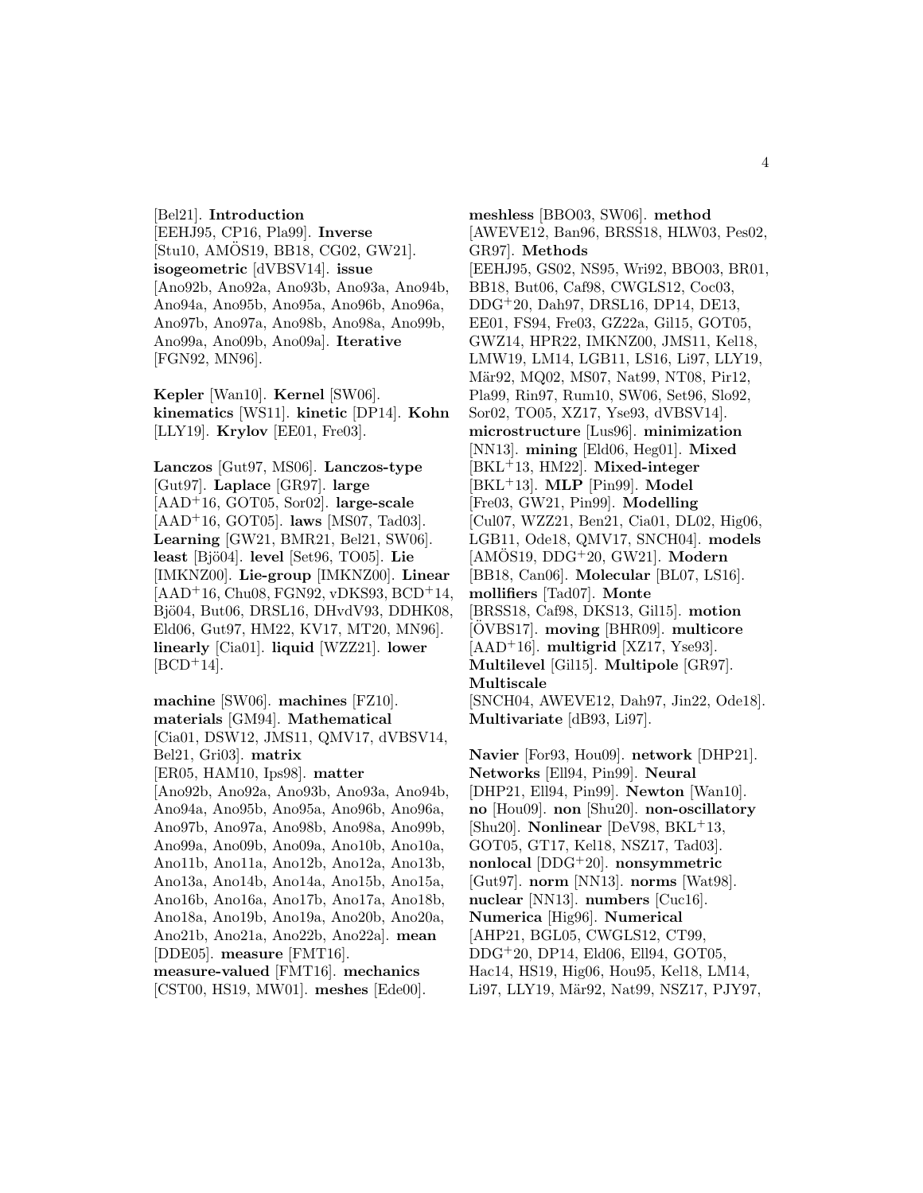[Bel21]. **Introduction** [EEHJ95, CP16, Pla99]. **Inverse** [Stu10, AMÖS19, BB18, CG02, GW21]. **isogeometric** [dVBSV14]. **issue** [Ano92b, Ano92a, Ano93b, Ano93a, Ano94b, Ano94a, Ano95b, Ano95a, Ano96b, Ano96a, Ano97b, Ano97a, Ano98b, Ano98a, Ano99b, Ano99a, Ano09b, Ano09a]. **Iterative** [FGN92, MN96].

**Kepler** [Wan10]. **Kernel** [SW06]. **kinematics** [WS11]. **kinetic** [DP14]. **Kohn** [LLY19]. **Krylov** [EE01, Fre03].

**Lanczos** [Gut97, MS06]. **Lanczos-type** [Gut97]. **Laplace** [GR97]. **large** [AAD+16, GOT05, Sor02]. **large-scale** [AAD+16, GOT05]. **laws** [MS07, Tad03]. **Learning** [GW21, BMR21, Bel21, SW06]. **least** [Bjö04]. **level** [Set96, TO05]. **Lie** [IMKNZ00]. **Lie-group** [IMKNZ00]. **Linear** [AAD+16, Chu08, FGN92, vDKS93, BCD+14, Bjö04, But06, DRSL16, DHvdV93, DDHK08, Eld06, Gut97, HM22, KV17, MT20, MN96]. **linearly** [Cia01]. **liquid** [WZZ21]. **lower** [BCD+14].

**machine** [SW06]. **machines** [FZ10]. **materials** [GM94]. **Mathematical** [Cia01, DSW12, JMS11, QMV17, dVBSV14, Bel21, Gri03]. **matrix** [ER05, HAM10, Ips98]. **matter** [Ano92b, Ano92a, Ano93b, Ano93a, Ano94b, Ano94a, Ano95b, Ano95a, Ano96b, Ano96a, Ano97b, Ano97a, Ano98b, Ano98a, Ano99b, Ano99a, Ano09b, Ano09a, Ano10b, Ano10a, Ano11b, Ano11a, Ano12b, Ano12a, Ano13b, Ano13a, Ano14b, Ano14a, Ano15b, Ano15a, Ano16b, Ano16a, Ano17b, Ano17a, Ano18b, Ano18a, Ano19b, Ano19a, Ano20b, Ano20a, Ano21b, Ano21a, Ano22b, Ano22a]. **mean** [DDE05]. **measure** [FMT16]. **measure-valued** [FMT16]. **mechanics** [CST00, HS19, MW01]. **meshes** [Ede00]. **meshless** [BBO03, SW06]. **method** [AWEVE12, Ban96, BRSS18, HLW03, Pes02, GR97]. **Methods** [EEHJ95, GS02, NS95, Wri92, BBO03, BR01, BB18, But06, Caf98, CWGLS12, Coc03, DDG+20, Dah97, DRSL16, DP14, DE13, EE01, FS94, Fre03, GZ22a, Gil15, GOT05, GWZ14, HPR22, IMKNZ00, JMS11, Kel18, LMW19, LM14, LGB11, LS16, Li97, LLY19, Mär92, MQ02, MS07, Nat99, NT08, Pir12, Pla99, Rin97, Rum10, SW06, Set96, Slo92, Sor02, TO05, XZ17, Yse93, dVBSV14]. **microstructure** [Lus96]. **minimization** [NN13]. **mining** [Eld06, Heg01]. **Mixed** [BKL+13, HM22]. **Mixed-integer** [BKL+13]. **MLP** [Pin99]. **Model** [Fre03, GW21, Pin99]. **Modelling** [Cul07, WZZ21, Ben21, Cia01, DL02, Hig06, LGB11, Ode18, QMV17, SNCH04]. **models** [AMÖS19, DDG+20, GW21]. **Modern** [BB18, Can06]. **Molecular** [BL07, LS16]. **mollifiers** [Tad07]. **Monte** [BRSS18, Caf98, DKS13, Gil15]. **motion** [ÖVBS17]. **moving** [BHR09]. **multicore** [AAD+16]. **multigrid** [XZ17, Yse93]. **Multilevel** [Gil15]. **Multipole** [GR97]. **Multiscale** [SNCH04, AWEVE12, Dah97, Jin22, Ode18]. **Multivariate** [dB93, Li97].

**Navier** [For93, Hou09]. **network** [DHP21]. **Networks** [Ell94, Pin99]. **Neural** [DHP21, Ell94, Pin99]. **Newton** [Wan10]. **no** [Hou09]. **non** [Shu20]. **non-oscillatory** [Shu20]. **Nonlinear** [DeV98, BKL+13, GOT05, GT17, Kel18, NSZ17, Tad03]. **nonlocal** [DDG+20]. **nonsymmetric** [Gut97]. **norm** [NN13]. **norms** [Wat98]. **nuclear** [NN13]. **numbers** [Cuc16]. **Numerica** [Hig96]. **Numerical** [AHP21, BGL05, CWGLS12, CT99, DDG+20, DP14, Eld06, Ell94, GOT05, Hac14, HS19, Hig06, Hou95, Kel18, LM14, Li97, LLY19, Mär92, Nat99, NSZ17, PJY97,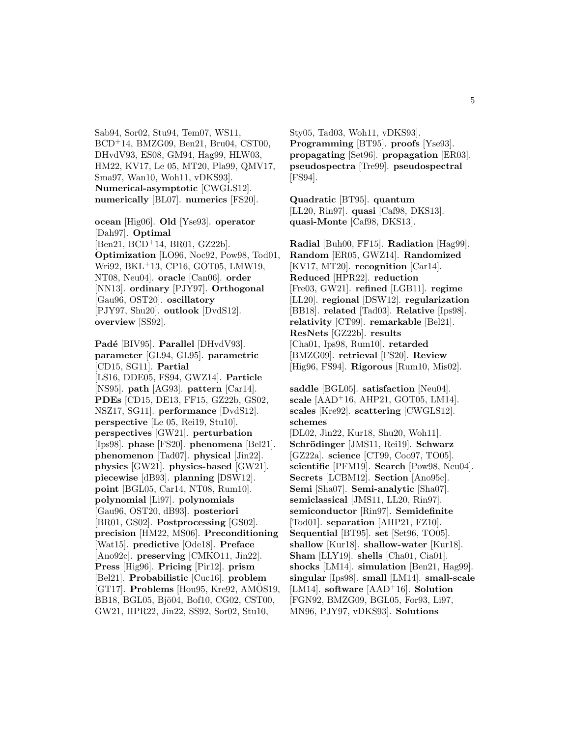Sab94, Sor02, Stu94, Tem07, WS11, BCD[+]14, BMZG09, Ben21, Bru04, CST00, DHvdV93, ES08, GM94, Hag99, HLW03, HM22, KV17, Le 05, MT20, Pla99, QMV17, Sma97, Wan10, Woh11, vDKS93]. **Numerical-asymptotic** [CWGLS12]. **numerically** [BL07]. **numerics** [FS20].

**ocean** [Hig06]. **Old** [Yse93]. **operator** [Dah97]. **Optimal** [Ben21, BCD[+]14, BR01, GZ22b]. **Optimization** [LO96, Noc92, Pow98, Tod01, Wri92, BKL[+]13, CP16, GOT05, LMW19, NT08, Neu04]. **oracle** [Can06]. **order** [NN13]. **ordinary** [PJY97]. **Orthogonal** [Gau96, OST20]. **oscillatory** [PJY97, Shu20]. **outlook** [DvdS12]. **overview** [SS92].

**Padé** [BIV95]. **Parallel** [DHvdV93]. **parameter** [GL94, GL95]. **parametric** [CD15, SG11]. **Partial** [LS16, DDE05, FS94, GWZ14]. **Particle** [NS95]. **path** [AG93]. **pattern** [Car14]. **PDEs** [CD15, DE13, FF15, GZ22b, GS02, NSZ17, SG11]. **performance** [DvdS12]. **perspective** [Le 05, Rei19, Stu10]. **perspectives** [GW21]. **perturbation** [Ips98]. **phase** [FS20]. **phenomena** [Bel21]. **phenomenon** [Tad07]. **physical** [Jin22]. **physics** [GW21]. **physics-based** [GW21]. **piecewise** [dB93]. **planning** [DSW12]. **point** [BGL05, Car14, NT08, Rum10]. **polynomial** [Li97]. **polynomials** [Gau96, OST20, dB93]. **posteriori** [BR01, GS02]. **Postprocessing** [GS02]. **precision** [HM22, MS06]. **Preconditioning** [Wat15]. **predictive** [Ode18]. **Preface** [Ano92c]. **preserving** [CMKO11, Jin22]. **Press** [Hig96]. **Pricing** [Pir12]. **prism** [Bel21]. **Probabilistic** [Cuc16]. **problem** [GT17]. **Problems** [Hou95, Kre92, AMÖS19, BB18, BGL05, Bjö04, Bof10, CG02, CST00, GW21, HPR22, Jin22, SS92, Sor02, Stu10, Sty05, Tad03, Woh11, vDKS93]. **Programming** [BT95]. **proofs** [Yse93]. **propagating** [Set96]. **propagation** [ER03]. **pseudospectra** [Tre99]. **pseudospectral** [FS94].

**Quadratic** [BT95]. **quantum** [LL20, Rin97]. **quasi** [Caf98, DKS13]. **quasi-Monte** [Caf98, DKS13].

**Radial** [Buh00, FF15]. **Radiation** [Hag99]. **Random** [ER05, GWZ14]. **Randomized** [KV17, MT20]. **recognition** [Car14]. **Reduced** [HPR22]. **reduction** [Fre03, GW21]. **refined** [LGB11]. **regime** [LL20]. **regional** [DSW12]. **regularization** [BB18]. **related** [Tad03]. **Relative** [Ips98]. **relativity** [CT99]. **remarkable** [Bel21]. **ResNets** [GZ22b]. **results** [Cha01, Ips98, Rum10]. **retarded** [BMZG09]. **retrieval** [FS20]. **Review** [Hig96, FS94]. **Rigorous** [Rum10, Mis02].

**saddle** [BGL05]. **satisfaction** [Neu04]. **scale** [AAD[+]16, AHP21, GOT05, LM14]. **scales** [Kre92]. **scattering** [CWGLS12]. **schemes** [DL02, Jin22, Kur18, Shu20, Woh11]. **Schrödinger** [JMS11, Rei19]. **Schwarz** [GZ22a]. **science** [CT99, Coo97, TO05]. **scientific** [PFM19]. **Search** [Pow98, Neu04]. **Secrets** [LCBM12]. **Section** [Ano95c]. **Semi** [Sha07]. **Semi-analytic** [Sha07]. **semiclassical** [JMS11, LL20, Rin97]. **semiconductor** [Rin97]. **Semidefinite** [Tod01]. **separation** [AHP21, FZ10]. **Sequential** [BT95]. **set** [Set96, TO05]. **shallow** [Kur18]. **shallow-water** [Kur18]. **Sham** [LLY19]. **shells** [Cha01, Cia01]. **shocks** [LM14]. **simulation** [Ben21, Hag99]. **singular** [Ips98]. **small** [LM14]. **small-scale** [LM14]. **software** [AAD[+]16]. **Solution** [FGN92, BMZG09, BGL05, For93, Li97, MN96, PJY97, vDKS93]. **Solutions**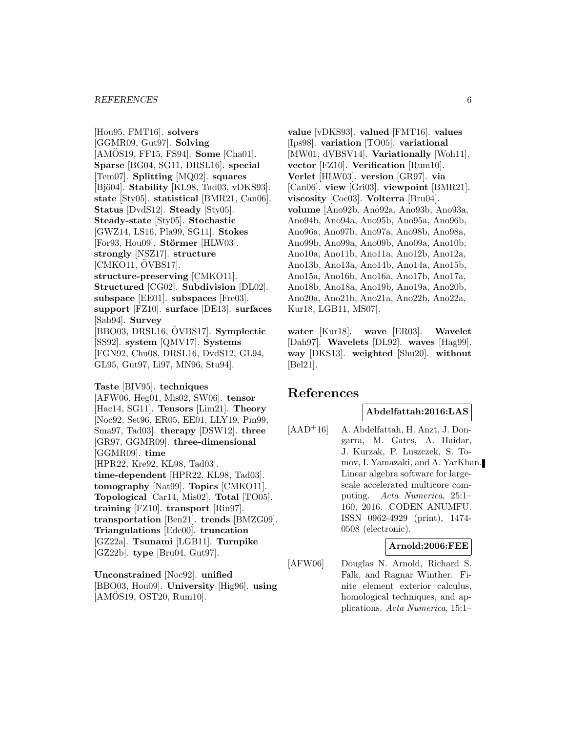[Hou95, FMT16]. **solvers** [GGMR09, Gut97]. **Solving** [AMÖS19, FF15, FS94]. **Some** [Cha01]. **Sparse** [BG04, SG11, DRSL16]. **special** [Tem07]. **Splitting** [MQ02]. **squares** [Bjö04]. **Stability** [KL98, Tad03, vDKS93]. **state** [Sty05]. **statistical** [BMR21, Can06]. **Status** [DvdS12]. **Steady** [Sty05]. **Steady-state** [Sty05]. **Stochastic** [GWZ14, LS16, Pla99, SG11]. **Stokes** [For93, Hou09]. **Störmer** [HLW03]. **strongly** [NSZ17]. **structure** [CMKO11, ÖVBS17]. **structure-preserving** [CMKO11]. **Structured** [CG02]. **Subdivision** [DL02]. **subspace** [EE01]. **subspaces** [Fre03]. **support** [FZ10]. **surface** [DE13]. **surfaces** [Sab94]. **Survey** [BBO03, DRSL16, ÖVBS17]. **Symplectic** [SS92]. **system** [QMV17]. **Systems** [FGN92, Chu08, DRSL16, DvdS12, GL94, GL95, Gut97, Li97, MN96, Stu94].

**Taste** [BIV95]. **techniques** [AFW06, Heg01, Mis02, SW06]. **tensor** [Hac14, SG11]. **Tensors** [Lim21]. **Theory** [Noc92, Set96, ER05, EE01, LLY19, Pin99, Sma97, Tad03]. **therapy** [DSW12]. **three** [GR97, GGMR09]. **three-dimensional** [GGMR09]. **time** [HPR22, Kre92, KL98, Tad03]. **time-dependent** [HPR22, KL98, Tad03]. **tomography** [Nat99]. **Topics** [CMKO11]. **Topological** [Car14, Mis02]. **Total** [TO05]. **training** [FZ10]. **transport** [Rin97]. **transportation** [Ben21]. **trends** [BMZG09]. **Triangulations** [Ede00]. **truncation** [GZ22a]. **Tsunami** [LGB11]. **Turnpike** [GZ22b]. **type** [Bru04, Gut97].

**Unconstrained** [Noc92]. **unified** [BBO03, Hou09]. **University** [Hig96]. **using** [AMÖS19, OST20, Rum10].

**value** [vDKS93]. **valued** [FMT16]. **values** [Ips98]. **variation** [TO05]. **variational** [MW01, dVBSV14]. **Variationally** [Woh11]. **vector** [FZ10]. **Verification** [Rum10]. **Verlet** [HLW03]. **version** [GR97]. **via** [Can06]. **view** [Gri03]. **viewpoint** [BMR21]. **viscosity** [Coc03]. **Volterra** [Bru04]. **volume** [Ano92b, Ano92a, Ano93b, Ano93a, Ano94b, Ano94a, Ano95b, Ano95a, Ano96b, Ano96a, Ano97b, Ano97a, Ano98b, Ano98a, Ano99b, Ano99a, Ano09b, Ano09a, Ano10b, Ano10a, Ano11b, Ano11a, Ano12b, Ano12a, Ano13b, Ano13a, Ano14b, Ano14a, Ano15b, Ano15a, Ano16b, Ano16a, Ano17b, Ano17a, Ano18b, Ano18a, Ano19b, Ano19a, Ano20b, Ano20a, Ano21b, Ano21a, Ano22b, Ano22a, Kur18, LGB11, MS07].

**water** [Kur18]. **wave** [ER03]. **Wavelet** [Dah97]. **Wavelets** [DL92]. **waves** [Hag99]. **way** [DKS13]. **weighted** [Shu20]. **without** [Bel21].

# References

**Abdelfattah:2016:LAS**

[AAD+16] A. Abdelfattah, H. Anzt, J. Dongarra, M. Gates, A. Haidar, J. Kurzak, P. Luszczek, S. Tomov, I. Yamazaki, and A. YarKhan. Linear algebra software for large-scale accelerated multicore computing. *Acta Numerica*, 25:1–160, 2016. CODEN ANUMFU. ISSN 0962-4929 (print), 1474-0508 (electronic).

**Arnold:2006:FEE**

[AFW06] Douglas N. Arnold, Richard S. Falk, and Ragnar Winther. Finite element exterior calculus, homological techniques, and applications. *Acta Numerica*, 15:1–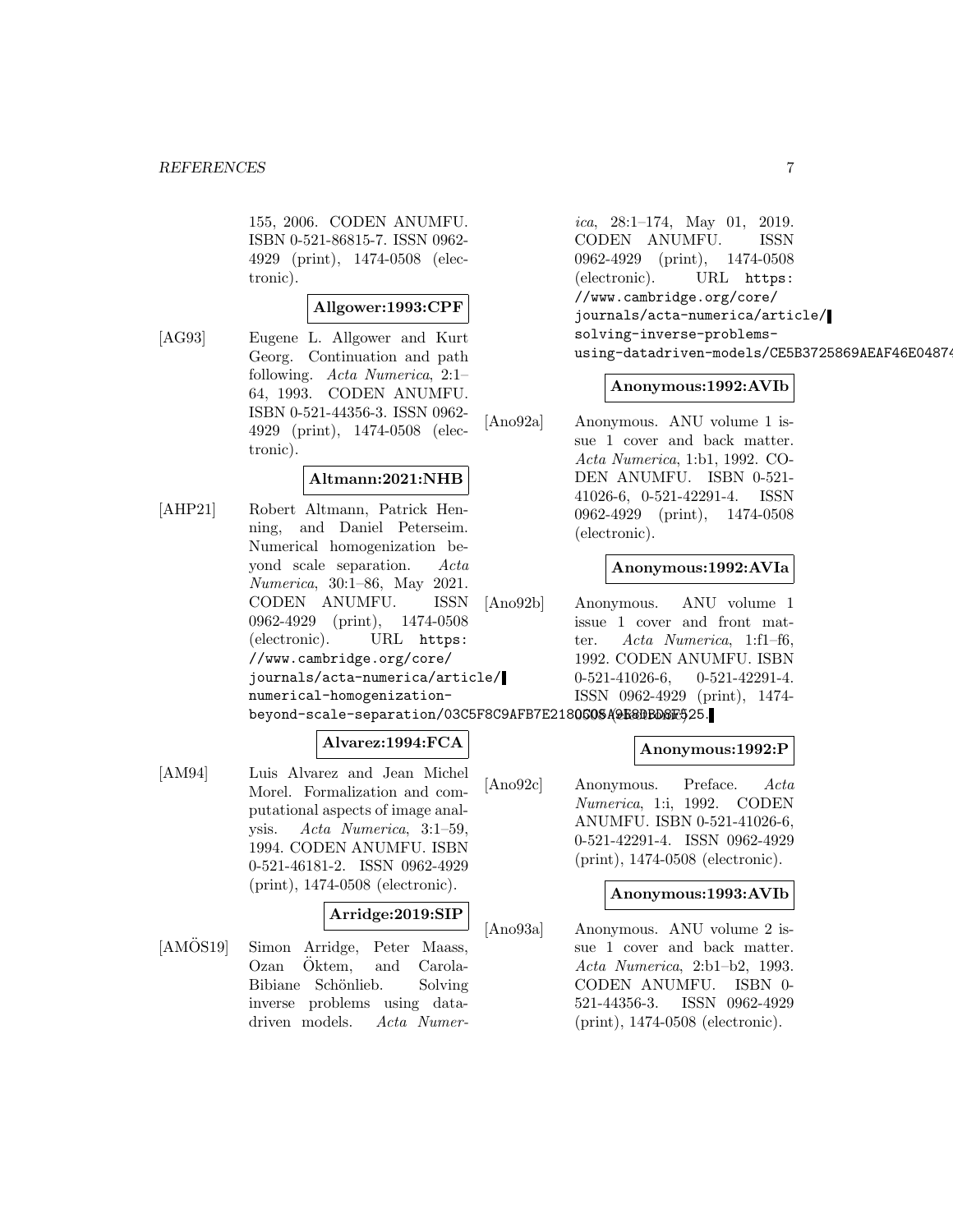155, 2006. CODEN ANUMFU. ISBN 0-521-86815-7. ISSN 0962-4929 (print), 1474-0508 (electronic).

**Allgower:1993:CPF**

[AG93] Eugene L. Allgower and Kurt Georg. Continuation and path following. *Acta Numerica*, 2:1–64, 1993. CODEN ANUMFU. ISBN 0-521-44356-3. ISSN 0962-4929 (print), 1474-0508 (electronic).

**Altmann:2021:NHB**

[AHP21] Robert Altmann, Patrick Henning, and Daniel Peterseim. Numerical homogenization beyond scale separation. *Acta Numerica*, 30:1–86, May 2021. CODEN ANUMFU. ISSN 0962-4929 (print), 1474-0508 (electronic). URL `https://www.cambridge.org/core/journals/acta-numerica/article/numerical-homogenization-beyond-scale-separation/03C5F8C9AFB7E2180C08A9E8DBDSF525`.

**Alvarez:1994:FCA**

[AM94] Luis Alvarez and Jean Michel Morel. Formalization and computational aspects of image analysis. *Acta Numerica*, 3:1–59, 1994. CODEN ANUMFU. ISBN 0-521-46181-2. ISSN 0962-4929 (print), 1474-0508 (electronic).

**Arridge:2019:SIP**

[AMÖS19] Simon Arridge, Peter Maass, Ozan Öktem, and Carola-Bibiane Schönlieb. Solving inverse problems using data-driven models. *Acta Numerica*, 28:1–174, May 01, 2019. CODEN ANUMFU. ISSN 0962-4929 (print), 1474-0508 (electronic). URL `https://www.cambridge.org/core/journals/acta-numerica/article/solving-inverse-problems-using-datadriven-models/CE5B3725869AEAF46E04874`

**Anonymous:1992:AVIb**

[Ano92a] Anonymous. ANU volume 1 issue 1 cover and back matter. *Acta Numerica*, 1:b1, 1992. CODEN ANUMFU. ISBN 0-521-41026-6, 0-521-42291-4. ISSN 0962-4929 (print), 1474-0508 (electronic).

**Anonymous:1992:AVIa**

[Ano92b] Anonymous. ANU volume 1 issue 1 cover and front matter. *Acta Numerica*, 1:f1–f6, 1992. CODEN ANUMFU. ISBN 0-521-41026-6, 0-521-42291-4. ISSN 0962-4929 (print), 1474-0508 (electronic).

**Anonymous:1992:P**

[Ano92c] Anonymous. Preface. *Acta Numerica*, 1:i, 1992. CODEN ANUMFU. ISBN 0-521-41026-6, 0-521-42291-4. ISSN 0962-4929 (print), 1474-0508 (electronic).

**Anonymous:1993:AVIb**

[Ano93a] Anonymous. ANU volume 2 issue 1 cover and back matter. *Acta Numerica*, 2:b1–b2, 1993. CODEN ANUMFU. ISBN 0-521-44356-3. ISSN 0962-4929 (print), 1474-0508 (electronic).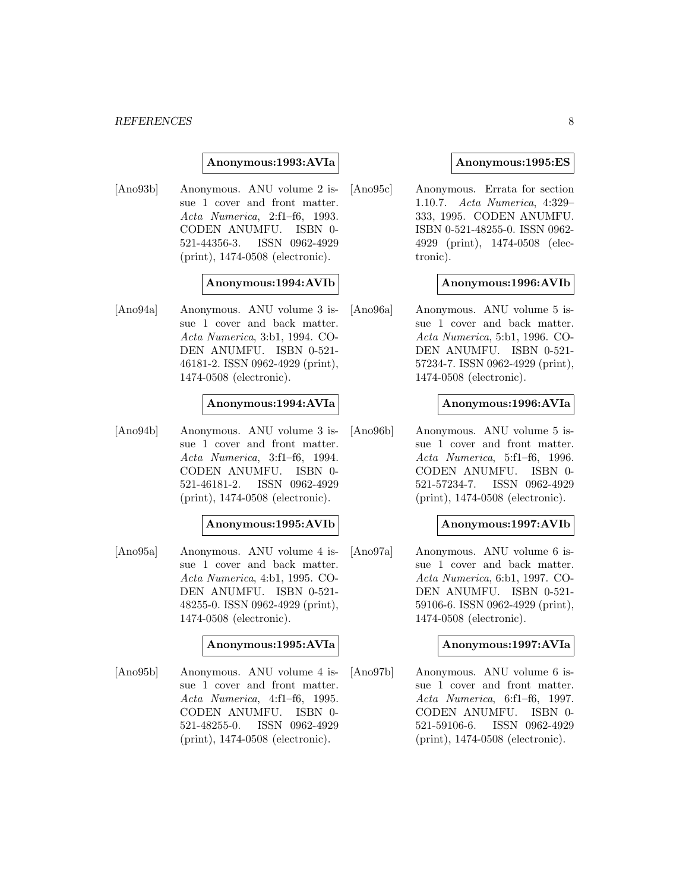**Anonymous:1993:AVIa**

[Ano93b] Anonymous. ANU volume 2 issue 1 cover and front matter. *Acta Numerica*, 2:f1–f6, 1993. CODEN ANUMFU. ISBN 0-521-44356-3. ISSN 0962-4929 (print), 1474-0508 (electronic).

**Anonymous:1994:AVIb**

[Ano94a] Anonymous. ANU volume 3 issue 1 cover and back matter. *Acta Numerica*, 3:b1, 1994. CODEN ANUMFU. ISBN 0-521-46181-2. ISSN 0962-4929 (print), 1474-0508 (electronic).

**Anonymous:1994:AVIa**

[Ano94b] Anonymous. ANU volume 3 issue 1 cover and front matter. *Acta Numerica*, 3:f1–f6, 1994. CODEN ANUMFU. ISBN 0-521-46181-2. ISSN 0962-4929 (print), 1474-0508 (electronic).

**Anonymous:1995:AVIb**

[Ano95a] Anonymous. ANU volume 4 issue 1 cover and back matter. *Acta Numerica*, 4:b1, 1995. CODEN ANUMFU. ISBN 0-521-48255-0. ISSN 0962-4929 (print), 1474-0508 (electronic).

**Anonymous:1995:AVIa**

[Ano95b] Anonymous. ANU volume 4 issue 1 cover and front matter. *Acta Numerica*, 4:f1–f6, 1995. CODEN ANUMFU. ISBN 0-521-48255-0. ISSN 0962-4929 (print), 1474-0508 (electronic).

**Anonymous:1995:ES**

[Ano95c] Anonymous. Errata for section 1.10.7. *Acta Numerica*, 4:329–333, 1995. CODEN ANUMFU. ISBN 0-521-48255-0. ISSN 0962-4929 (print), 1474-0508 (electronic).

**Anonymous:1996:AVIb**

[Ano96a] Anonymous. ANU volume 5 issue 1 cover and back matter. *Acta Numerica*, 5:b1, 1996. CODEN ANUMFU. ISBN 0-521-57234-7. ISSN 0962-4929 (print), 1474-0508 (electronic).

**Anonymous:1996:AVIa**

[Ano96b] Anonymous. ANU volume 5 issue 1 cover and front matter. *Acta Numerica*, 5:f1–f6, 1996. CODEN ANUMFU. ISBN 0-521-57234-7. ISSN 0962-4929 (print), 1474-0508 (electronic).

**Anonymous:1997:AVIb**

[Ano97a] Anonymous. ANU volume 6 issue 1 cover and back matter. *Acta Numerica*, 6:b1, 1997. CODEN ANUMFU. ISBN 0-521-59106-6. ISSN 0962-4929 (print), 1474-0508 (electronic).

**Anonymous:1997:AVIa**

[Ano97b] Anonymous. ANU volume 6 issue 1 cover and front matter. *Acta Numerica*, 6:f1–f6, 1997. CODEN ANUMFU. ISBN 0-521-59106-6. ISSN 0962-4929 (print), 1474-0508 (electronic).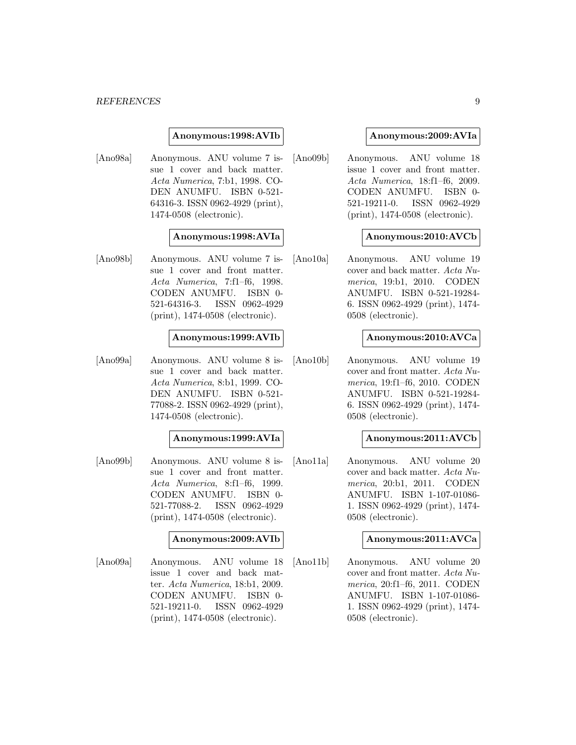**Anonymous:1998:AVIb**

[Ano98a] Anonymous. ANU volume 7 issue 1 cover and back matter. *Acta Numerica*, 7:b1, 1998. CODEN ANUMFU. ISBN 0-521-64316-3. ISSN 0962-4929 (print), 1474-0508 (electronic).

**Anonymous:1998:AVIa**

[Ano98b] Anonymous. ANU volume 7 issue 1 cover and front matter. *Acta Numerica*, 7:f1–f6, 1998. CODEN ANUMFU. ISBN 0-521-64316-3. ISSN 0962-4929 (print), 1474-0508 (electronic).

**Anonymous:1999:AVIb**

[Ano99a] Anonymous. ANU volume 8 issue 1 cover and back matter. *Acta Numerica*, 8:b1, 1999. CODEN ANUMFU. ISBN 0-521-77088-2. ISSN 0962-4929 (print), 1474-0508 (electronic).

**Anonymous:1999:AVIa**

[Ano99b] Anonymous. ANU volume 8 issue 1 cover and front matter. *Acta Numerica*, 8:f1–f6, 1999. CODEN ANUMFU. ISBN 0-521-77088-2. ISSN 0962-4929 (print), 1474-0508 (electronic).

**Anonymous:2009:AVIb**

[Ano09a] Anonymous. ANU volume 18 issue 1 cover and back matter. *Acta Numerica*, 18:b1, 2009. CODEN ANUMFU. ISBN 0-521-19211-0. ISSN 0962-4929 (print), 1474-0508 (electronic).

**Anonymous:2009:AVIa**

[Ano09b] Anonymous. ANU volume 18 issue 1 cover and front matter. *Acta Numerica*, 18:f1–f6, 2009. CODEN ANUMFU. ISBN 0-521-19211-0. ISSN 0962-4929 (print), 1474-0508 (electronic).

**Anonymous:2010:AVCb**

[Ano10a] Anonymous. ANU volume 19 cover and back matter. *Acta Numerica*, 19:b1, 2010. CODEN ANUMFU. ISBN 0-521-19284-6. ISSN 0962-4929 (print), 1474-0508 (electronic).

**Anonymous:2010:AVCa**

[Ano10b] Anonymous. ANU volume 19 cover and front matter. *Acta Numerica*, 19:f1–f6, 2010. CODEN ANUMFU. ISBN 0-521-19284-6. ISSN 0962-4929 (print), 1474-0508 (electronic).

**Anonymous:2011:AVCb**

[Ano11a] Anonymous. ANU volume 20 cover and back matter. *Acta Numerica*, 20:b1, 2011. CODEN ANUMFU. ISBN 1-107-01086-1. ISSN 0962-4929 (print), 1474-0508 (electronic).

**Anonymous:2011:AVCa**

[Ano11b] Anonymous. ANU volume 20 cover and front matter. *Acta Numerica*, 20:f1–f6, 2011. CODEN ANUMFU. ISBN 1-107-01086-1. ISSN 0962-4929 (print), 1474-0508 (electronic).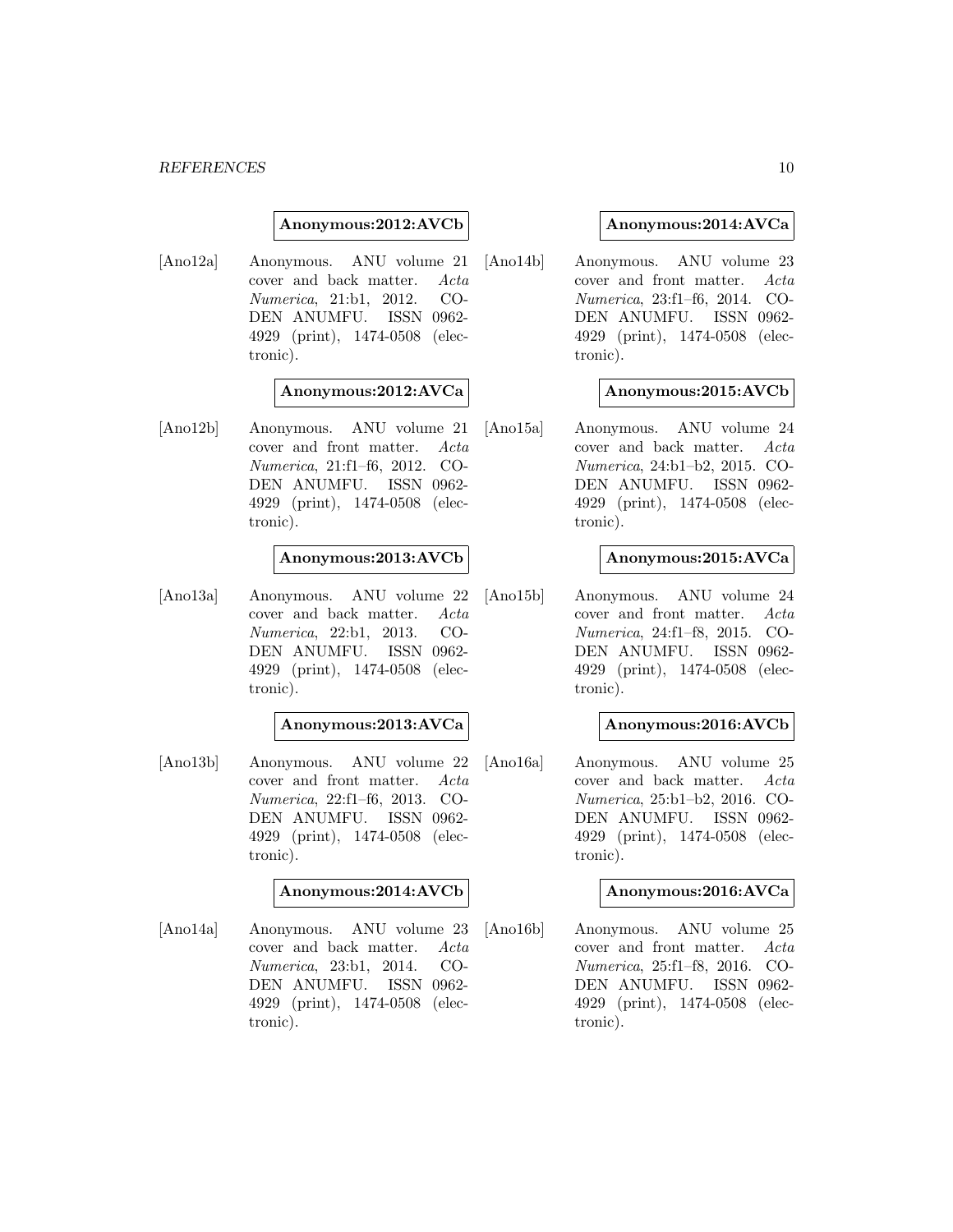**Anonymous:2012:AVCb**

[Ano12a] Anonymous. ANU volume 21 cover and back matter. *Acta Numerica*, 21:b1, 2012. CODEN ANUMFU. ISSN 0962-4929 (print), 1474-0508 (electronic).

**Anonymous:2012:AVCa**

[Ano12b] Anonymous. ANU volume 21 cover and front matter. *Acta Numerica*, 21:f1–f6, 2012. CODEN ANUMFU. ISSN 0962-4929 (print), 1474-0508 (electronic).

**Anonymous:2013:AVCb**

[Ano13a] Anonymous. ANU volume 22 cover and back matter. *Acta Numerica*, 22:b1, 2013. CODEN ANUMFU. ISSN 0962-4929 (print), 1474-0508 (electronic).

**Anonymous:2013:AVCa**

[Ano13b] Anonymous. ANU volume 22 cover and front matter. *Acta Numerica*, 22:f1–f6, 2013. CODEN ANUMFU. ISSN 0962-4929 (print), 1474-0508 (electronic).

**Anonymous:2014:AVCb**

[Ano14a] Anonymous. ANU volume 23 cover and back matter. *Acta Numerica*, 23:b1, 2014. CODEN ANUMFU. ISSN 0962-4929 (print), 1474-0508 (electronic).

**Anonymous:2014:AVCa**

[Ano14b] Anonymous. ANU volume 23 cover and front matter. *Acta Numerica*, 23:f1–f6, 2014. CODEN ANUMFU. ISSN 0962-4929 (print), 1474-0508 (electronic).

**Anonymous:2015:AVCb**

[Ano15a] Anonymous. ANU volume 24 cover and back matter. *Acta Numerica*, 24:b1–b2, 2015. CODEN ANUMFU. ISSN 0962-4929 (print), 1474-0508 (electronic).

**Anonymous:2015:AVCa**

[Ano15b] Anonymous. ANU volume 24 cover and front matter. *Acta Numerica*, 24:f1–f8, 2015. CODEN ANUMFU. ISSN 0962-4929 (print), 1474-0508 (electronic).

**Anonymous:2016:AVCb**

[Ano16a] Anonymous. ANU volume 25 cover and back matter. *Acta Numerica*, 25:b1–b2, 2016. CODEN ANUMFU. ISSN 0962-4929 (print), 1474-0508 (electronic).

**Anonymous:2016:AVCa**

[Ano16b] Anonymous. ANU volume 25 cover and front matter. *Acta Numerica*, 25:f1–f8, 2016. CODEN ANUMFU. ISSN 0962-4929 (print), 1474-0508 (electronic).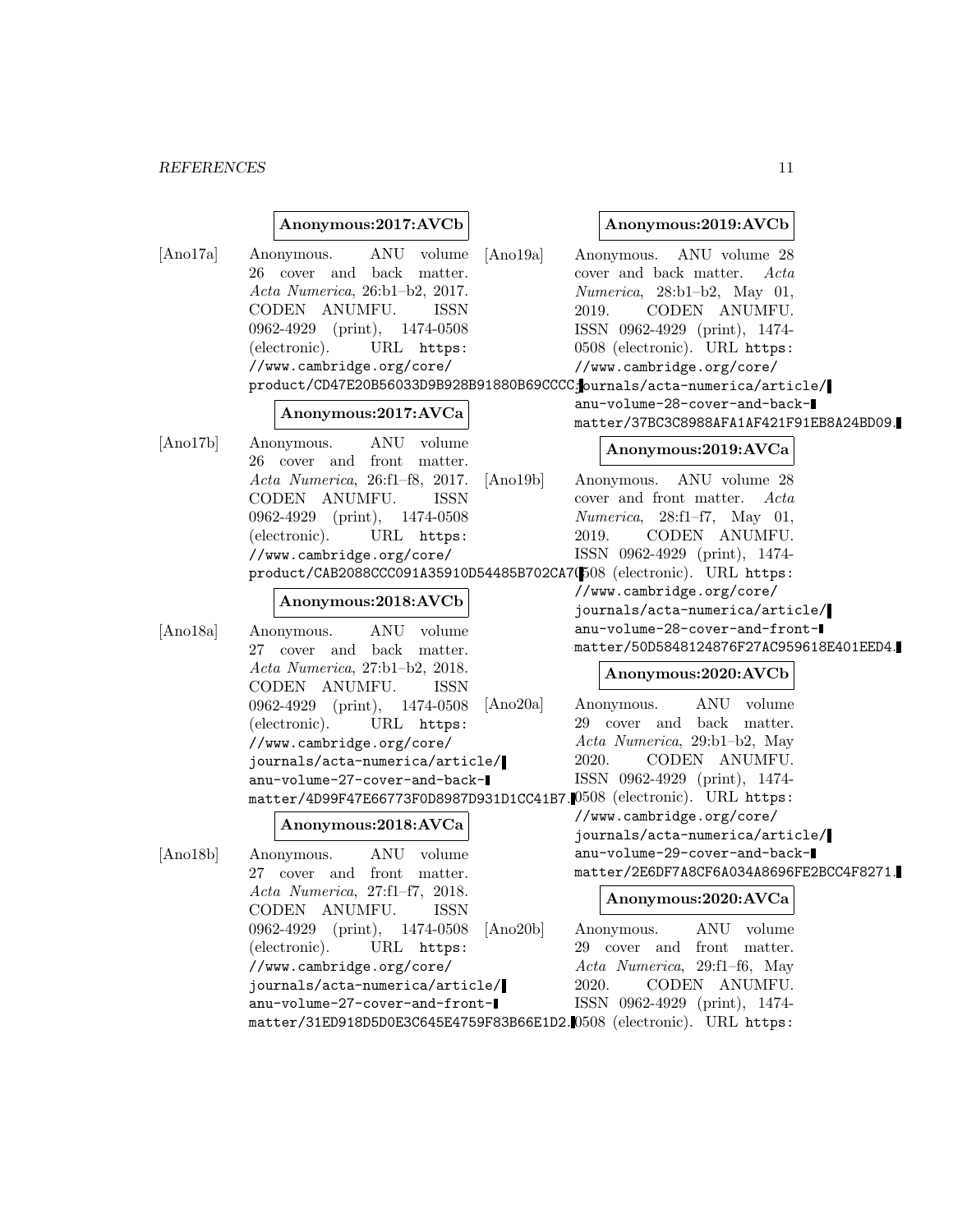**Anonymous:2017:AVCb**

[Ano17a] Anonymous. ANU volume 26 cover and back matter. *Acta Numerica*, 26:b1–b2, 2017. CODEN ANUMFU. ISSN 0962-4929 (print), 1474-0508 (electronic). URL https://www.cambridge.org/core/product/CD47E20B56033D9B928B91880B69CCC

**Anonymous:2017:AVCa**

[Ano17b] Anonymous. ANU volume 26 cover and front matter. *Acta Numerica*, 26:f1–f8, 2017. CODEN ANUMFU. ISSN 0962-4929 (print), 1474-0508 (electronic). URL https://www.cambridge.org/core/product/CAB2088CCC091A35910D54485B702CA7

**Anonymous:2018:AVCb**

[Ano18a] Anonymous. ANU volume 27 cover and back matter. *Acta Numerica*, 27:b1–b2, 2018. CODEN ANUMFU. ISSN 0962-4929 (print), 1474-0508 (electronic). URL https://www.cambridge.org/core/journals/acta-numerica/article/anu-volume-27-cover-and-back-matter/4D99F47E66773F0D8987D931D1CC41B7.

**Anonymous:2018:AVCa**

[Ano18b] Anonymous. ANU volume 27 cover and front matter. *Acta Numerica*, 27:f1–f7, 2018. CODEN ANUMFU. ISSN 0962-4929 (print), 1474-0508 (electronic). URL https://www.cambridge.org/core/journals/acta-numerica/article/anu-volume-27-cover-and-front-matter/31ED918D5D0E3C645E4759F83B66E1D2.

**Anonymous:2019:AVCb**

[Ano19a] Anonymous. ANU volume 28 cover and back matter. *Acta Numerica*, 28:b1–b2, May 01, 2019. CODEN ANUMFU. ISSN 0962-4929 (print), 1474-0508 (electronic). URL https://www.cambridge.org/core/journals/acta-numerica/article/anu-volume-28-cover-and-back-matter/37BC3C8988AFA1AF421F91EB8A24BD09.

**Anonymous:2019:AVCa**

[Ano19b] Anonymous. ANU volume 28 cover and front matter. *Acta Numerica*, 28:f1–f7, May 01, 2019. CODEN ANUMFU. ISSN 0962-4929 (print), 1474-0508 (electronic). URL https://www.cambridge.org/core/journals/acta-numerica/article/anu-volume-28-cover-and-front-matter/50D5848124876F27AC959618E401EED4.

**Anonymous:2020:AVCb**

[Ano20a] Anonymous. ANU volume 29 cover and back matter. *Acta Numerica*, 29:b1–b2, May 2020. CODEN ANUMFU. ISSN 0962-4929 (print), 1474-0508 (electronic). URL https://www.cambridge.org/core/journals/acta-numerica/article/anu-volume-29-cover-and-back-matter/2E6DF7A8CF6A034A8696FE2BCC4F8271.

**Anonymous:2020:AVCa**

[Ano20b] Anonymous. ANU volume 29 cover and front matter. *Acta Numerica*, 29:f1–f6, May 2020. CODEN ANUMFU. ISSN 0962-4929 (print), 1474-0508 (electronic). URL https: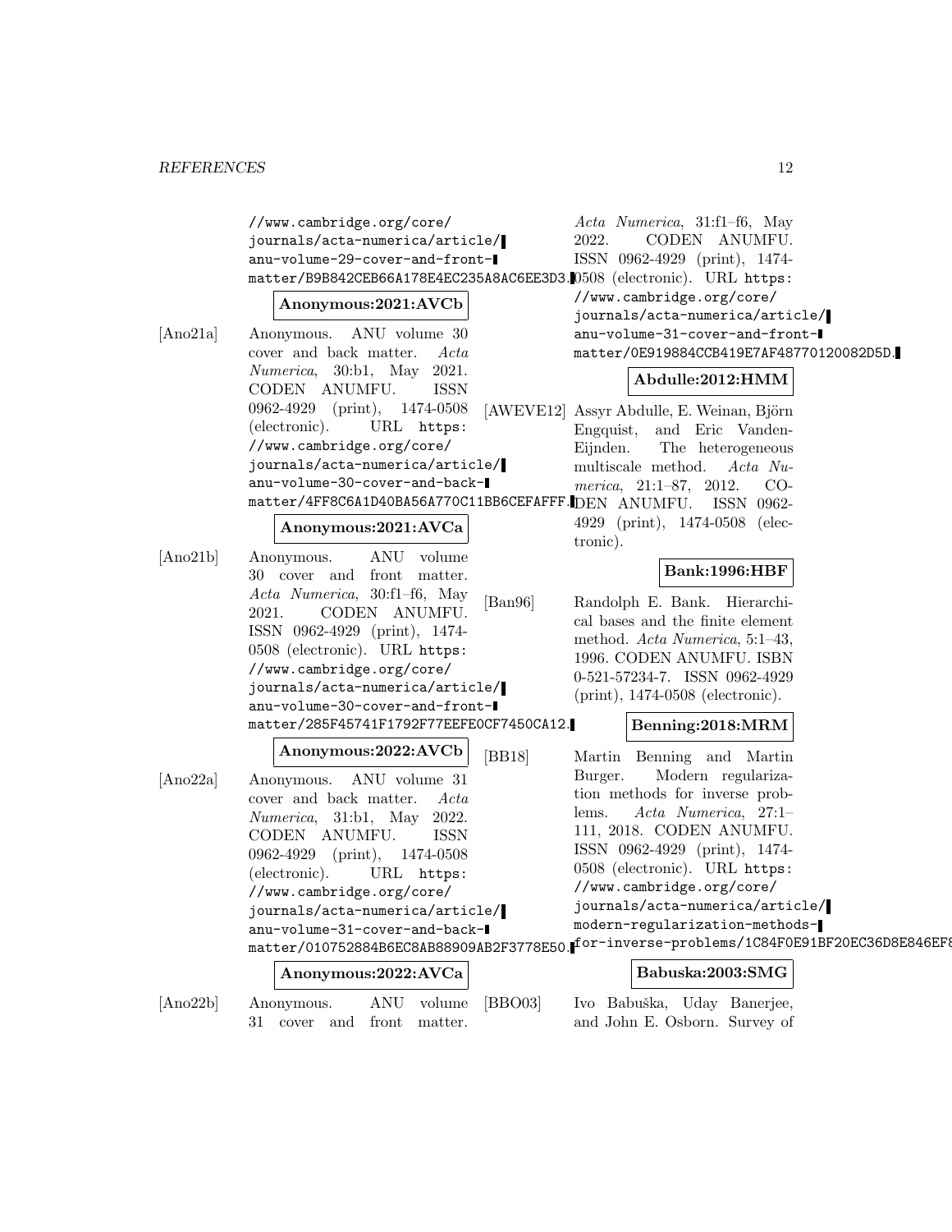//www.cambridge.org/core/journals/acta-numerica/article/anu-volume-29-cover-and-front-matter/B9B842CEB66A178E4EC235A8AC6EE3D3.

**Anonymous:2021:AVCb**

[Ano21a] Anonymous. ANU volume 30 cover and back matter. *Acta Numerica*, 30:b1, May 2021. CODEN ANUMFU. ISSN 0962-4929 (print), 1474-0508 (electronic). URL https://www.cambridge.org/core/journals/acta-numerica/article/anu-volume-30-cover-and-back-matter/4FF8C6A1D40BA56A770C11BB6CEFAFFF.

**Anonymous:2021:AVCa**

[Ano21b] Anonymous. ANU volume 30 cover and front matter. *Acta Numerica*, 30:f1–f6, May 2021. CODEN ANUMFU. ISSN 0962-4929 (print), 1474-0508 (electronic). URL https://www.cambridge.org/core/journals/acta-numerica/article/anu-volume-30-cover-and-front-matter/285F45741F1792F77EEFE0CF7450CA12.

**Anonymous:2022:AVCb**

[Ano22a] Anonymous. ANU volume 31 cover and back matter. *Acta Numerica*, 31:b1, May 2022. CODEN ANUMFU. ISSN 0962-4929 (print), 1474-0508 (electronic). URL https://www.cambridge.org/core/journals/acta-numerica/article/anu-volume-31-cover-and-back-matter/010752884B6EC8AB88909AB2F3778E50.

**Anonymous:2022:AVCa**

[Ano22b] Anonymous. ANU volume 31 cover and front matter. *Acta Numerica*, 31:f1–f6, May 2022. CODEN ANUMFU. ISSN 0962-4929 (print), 1474-0508 (electronic). URL https://www.cambridge.org/core/journals/acta-numerica/article/anu-volume-31-cover-and-front-matter/0E919884CCB419E7AF48770120082D5D.

**Abdulle:2012:HMM**

[AWEVE12] Assyr Abdulle, E. Weinan, Björn Engquist, and Eric Vanden-Eijnden. The heterogeneous multiscale method. *Acta Numerica*, 21:1–87, 2012. CODEN ANUMFU. ISSN 0962-4929 (print), 1474-0508 (electronic).

**Bank:1996:HBF**

[Ban96] Randolph E. Bank. Hierarchical bases and the finite element method. *Acta Numerica*, 5:1–43, 1996. CODEN ANUMFU. ISBN 0-521-57234-7. ISSN 0962-4929 (print), 1474-0508 (electronic).

**Benning:2018:MRM**

[BB18] Martin Benning and Martin Burger. Modern regularization methods for inverse problems. *Acta Numerica*, 27:1–111, 2018. CODEN ANUMFU. ISSN 0962-4929 (print), 1474-0508 (electronic). URL https://www.cambridge.org/core/journals/acta-numerica/article/modern-regularization-methods-for-inverse-problems/1C84F0E91BF20EC36D8E846EF8

**Babuska:2003:SMG**

[BBO03] Ivo Babuška, Uday Banerjee, and John E. Osborn. Survey of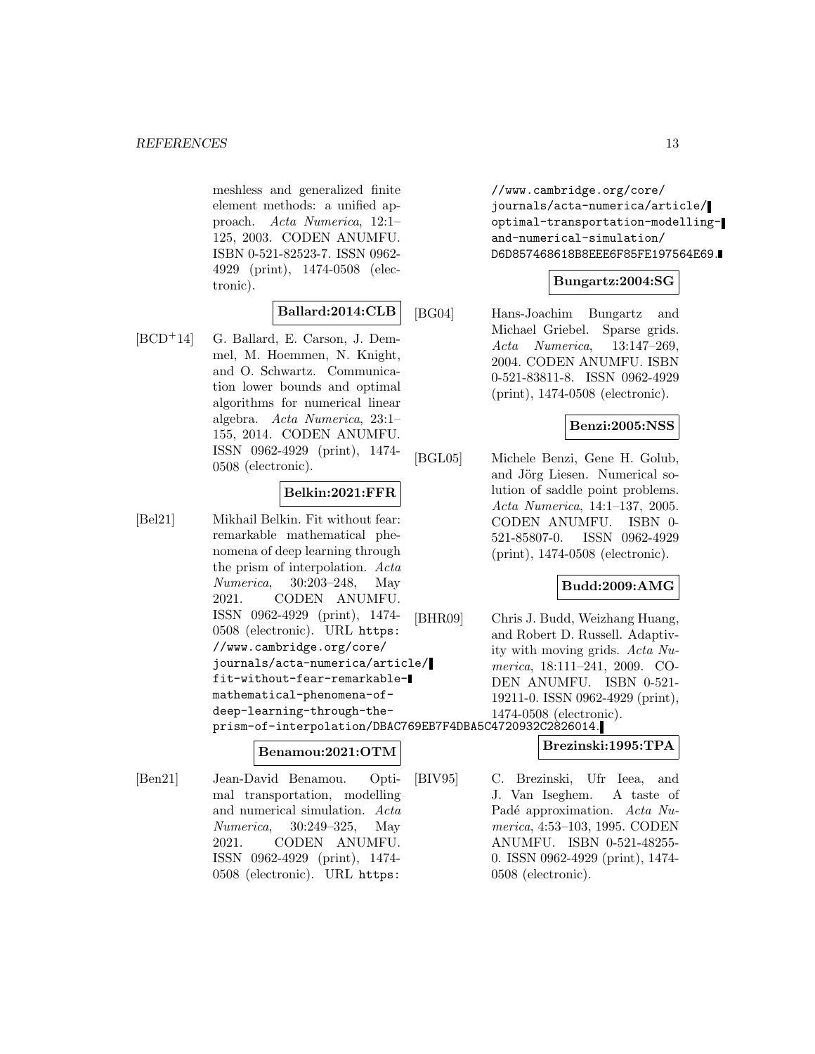meshless and generalized finite element methods: a unified approach. *Acta Numerica*, 12:1–125, 2003. CODEN ANUMFU. ISBN 0-521-82523-7. ISSN 0962-4929 (print), 1474-0508 (electronic).

**Ballard:2014:CLB**

[BCD+14] G. Ballard, E. Carson, J. Demmel, M. Hoemmen, N. Knight, and O. Schwartz. Communication lower bounds and optimal algorithms for numerical linear algebra. *Acta Numerica*, 23:1–155, 2014. CODEN ANUMFU. ISSN 0962-4929 (print), 1474-0508 (electronic).

**Belkin:2021:FFR**

[Bel21] Mikhail Belkin. Fit without fear: remarkable mathematical phenomena of deep learning through the prism of interpolation. *Acta Numerica*, 30:203–248, May 2021. CODEN ANUMFU. ISSN 0962-4929 (print), 1474-0508 (electronic). URL `https://www.cambridge.org/core/journals/acta-numerica/article/fit-without-fear-remarkable-mathematical-phenomena-of-deep-learning-through-the-prism-of-interpolation/DBAC769EB7F4DBA5C4720932C2826014`.

**Benamou:2021:OTM**

[Ben21] Jean-David Benamou. Optimal transportation, modelling and numerical simulation. *Acta Numerica*, 30:249–325, May 2021. CODEN ANUMFU. ISSN 0962-4929 (print), 1474-0508 (electronic). URL `https://www.cambridge.org/core/journals/acta-numerica/article/optimal-transportation-modelling-and-numerical-simulation/D6D857468618B8EEE6F85FE197564E69`.

**Bungartz:2004:SG**

[BG04] Hans-Joachim Bungartz and Michael Griebel. Sparse grids. *Acta Numerica*, 13:147–269, 2004. CODEN ANUMFU. ISBN 0-521-83811-8. ISSN 0962-4929 (print), 1474-0508 (electronic).

**Benzi:2005:NSS**

[BGL05] Michele Benzi, Gene H. Golub, and Jörg Liesen. Numerical solution of saddle point problems. *Acta Numerica*, 14:1–137, 2005. CODEN ANUMFU. ISBN 0-521-85807-0. ISSN 0962-4929 (print), 1474-0508 (electronic).

**Budd:2009:AMG**

[BHR09] Chris J. Budd, Weizhang Huang, and Robert D. Russell. Adaptivity with moving grids. *Acta Numerica*, 18:111–241, 2009. CODEN ANUMFU. ISBN 0-521-19211-0. ISSN 0962-4929 (print), 1474-0508 (electronic).

**Brezinski:1995:TPA**

[BIV95] C. Brezinski, Ufr Ieea, and J. Van Iseghem. A taste of Padé approximation. *Acta Numerica*, 4:53–103, 1995. CODEN ANUMFU. ISBN 0-521-48255-0. ISSN 0962-4929 (print), 1474-0508 (electronic).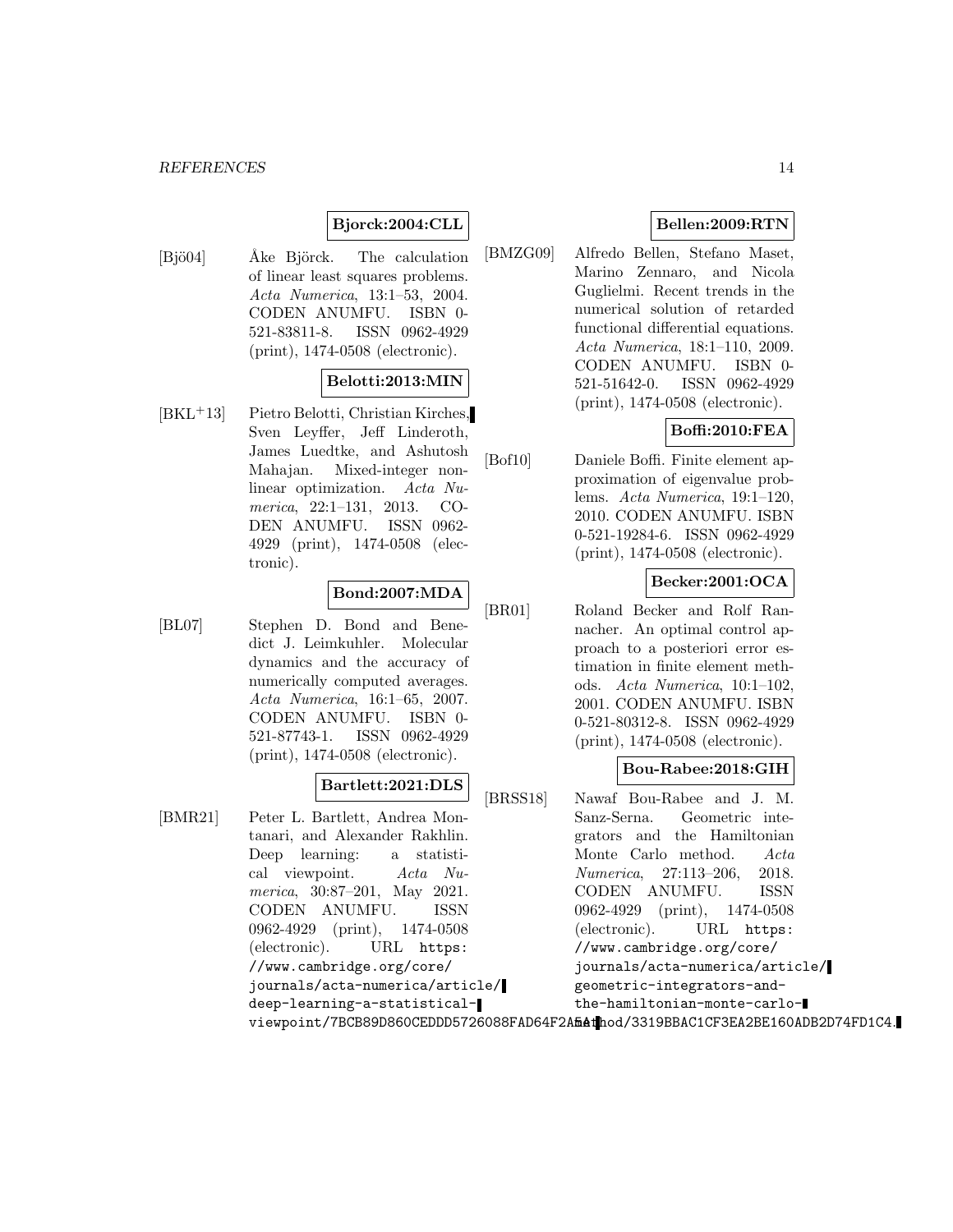**Bjorck:2004:CLL**

[Bjö04] Åke Björck. The calculation of linear least squares problems. *Acta Numerica*, 13:1–53, 2004. CODEN ANUMFU. ISBN 0-521-83811-8. ISSN 0962-4929 (print), 1474-0508 (electronic).

**Belotti:2013:MIN**

[BKL+13] Pietro Belotti, Christian Kirches, Sven Leyffer, Jeff Linderoth, James Luedtke, and Ashutosh Mahajan. Mixed-integer nonlinear optimization. *Acta Numerica*, 22:1–131, 2013. CODEN ANUMFU. ISSN 0962-4929 (print), 1474-0508 (electronic).

**Bond:2007:MDA**

[BL07] Stephen D. Bond and Benedict J. Leimkuhler. Molecular dynamics and the accuracy of numerically computed averages. *Acta Numerica*, 16:1–65, 2007. CODEN ANUMFU. ISBN 0-521-87743-1. ISSN 0962-4929 (print), 1474-0508 (electronic).

**Bartlett:2021:DLS**

[BMR21] Peter L. Bartlett, Andrea Montanari, and Alexander Rakhlin. Deep learning: a statistical viewpoint. *Acta Numerica*, 30:87–201, May 2021. CODEN ANUMFU. ISSN 0962-4929 (print), 1474-0508 (electronic). URL `https://www.cambridge.org/core/journals/acta-numerica/article/deep-learning-a-statistical-viewpoint/7BCB89D860CEDDD5726088FAD64F2A5A`.

**Bellen:2009:RTN**

[BMZG09] Alfredo Bellen, Stefano Maset, Marino Zennaro, and Nicola Guglielmi. Recent trends in the numerical solution of retarded functional differential equations. *Acta Numerica*, 18:1–110, 2009. CODEN ANUMFU. ISBN 0-521-51642-0. ISSN 0962-4929 (print), 1474-0508 (electronic).

**Boffi:2010:FEA**

[Bof10] Daniele Boffi. Finite element approximation of eigenvalue problems. *Acta Numerica*, 19:1–120, 2010. CODEN ANUMFU. ISBN 0-521-19284-6. ISSN 0962-4929 (print), 1474-0508 (electronic).

**Becker:2001:OCA**

[BR01] Roland Becker and Rolf Rannacher. An optimal control approach to a posteriori error estimation in finite element methods. *Acta Numerica*, 10:1–102, 2001. CODEN ANUMFU. ISBN 0-521-80312-8. ISSN 0962-4929 (print), 1474-0508 (electronic).

**Bou-Rabee:2018:GIH**

[BRSS18] Nawaf Bou-Rabee and J. M. Sanz-Serna. Geometric integrators and the Hamiltonian Monte Carlo method. *Acta Numerica*, 27:113–206, 2018. CODEN ANUMFU. ISSN 0962-4929 (print), 1474-0508 (electronic). URL `https://www.cambridge.org/core/journals/acta-numerica/article/geometric-integrators-and-the-hamiltonian-monte-carlo-method/3319BBAC1CF3EA2BE160ADB2D74FD1C4`.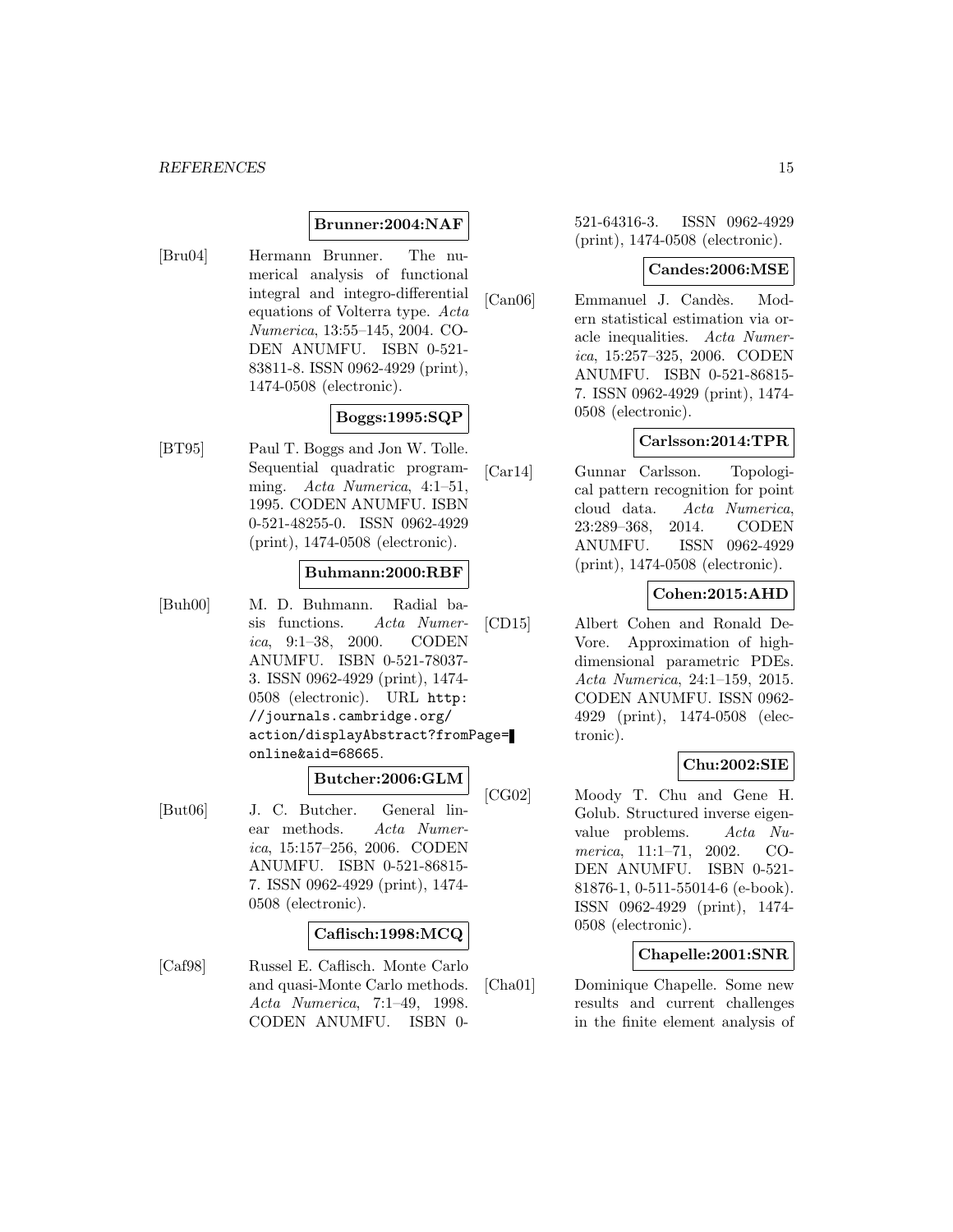**Brunner:2004:NAF**

[Bru04] Hermann Brunner. The numerical analysis of functional integral and integro-differential equations of Volterra type. *Acta Numerica*, 13:55–145, 2004. CODEN ANUMFU. ISBN 0-521-83811-8. ISSN 0962-4929 (print), 1474-0508 (electronic).

**Boggs:1995:SQP**

[BT95] Paul T. Boggs and Jon W. Tolle. Sequential quadratic programming. *Acta Numerica*, 4:1–51, 1995. CODEN ANUMFU. ISBN 0-521-48255-0. ISSN 0962-4929 (print), 1474-0508 (electronic).

**Buhmann:2000:RBF**

[Buh00] M. D. Buhmann. Radial basis functions. *Acta Numerica*, 9:1–38, 2000. CODEN ANUMFU. ISBN 0-521-78037-3. ISSN 0962-4929 (print), 1474-0508 (electronic). URL `http://journals.cambridge.org/action/displayAbstract?fromPage=online&aid=68665`.

**Butcher:2006:GLM**

[But06] J. C. Butcher. General linear methods. *Acta Numerica*, 15:157–256, 2006. CODEN ANUMFU. ISBN 0-521-86815-7. ISSN 0962-4929 (print), 1474-0508 (electronic).

**Caflisch:1998:MCQ**

[Caf98] Russel E. Caflisch. Monte Carlo and quasi-Monte Carlo methods. *Acta Numerica*, 7:1–49, 1998. CODEN ANUMFU. ISBN 0-521-64316-3. ISSN 0962-4929 (print), 1474-0508 (electronic).

**Candes:2006:MSE**

[Can06] Emmanuel J. Candès. Modern statistical estimation via oracle inequalities. *Acta Numerica*, 15:257–325, 2006. CODEN ANUMFU. ISBN 0-521-86815-7. ISSN 0962-4929 (print), 1474-0508 (electronic).

**Carlsson:2014:TPR**

[Car14] Gunnar Carlsson. Topological pattern recognition for point cloud data. *Acta Numerica*, 23:289–368, 2014. CODEN ANUMFU. ISSN 0962-4929 (print), 1474-0508 (electronic).

**Cohen:2015:AHD**

[CD15] Albert Cohen and Ronald DeVore. Approximation of high-dimensional parametric PDEs. *Acta Numerica*, 24:1–159, 2015. CODEN ANUMFU. ISSN 0962-4929 (print), 1474-0508 (electronic).

**Chu:2002:SIE**

[CG02] Moody T. Chu and Gene H. Golub. Structured inverse eigenvalue problems. *Acta Numerica*, 11:1–71, 2002. CODEN ANUMFU. ISBN 0-521-81876-1, 0-511-55014-6 (e-book). ISSN 0962-4929 (print), 1474-0508 (electronic).

**Chapelle:2001:SNR**

[Cha01] Dominique Chapelle. Some new results and current challenges in the finite element analysis of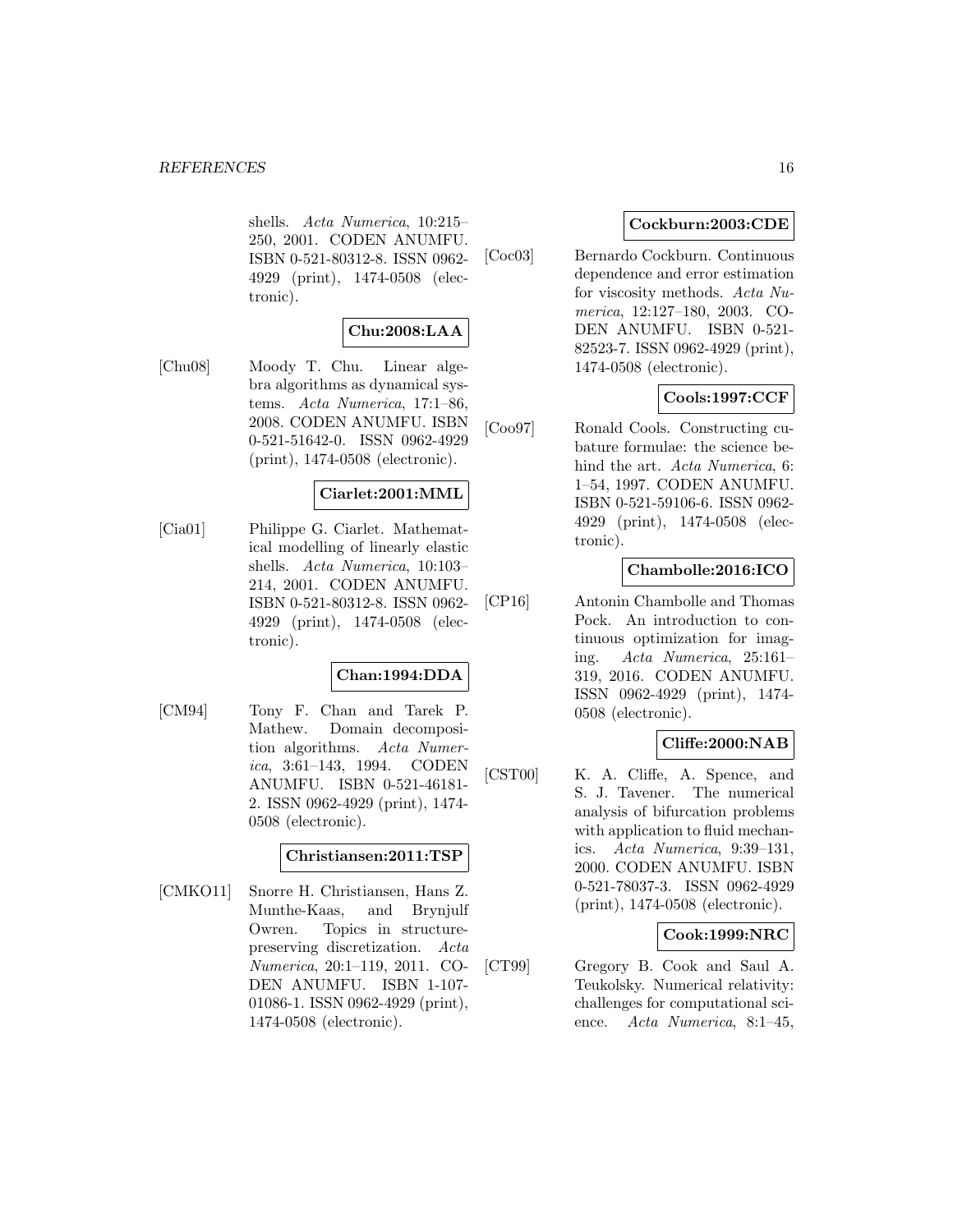shells. *Acta Numerica*, 10:215–250, 2001. CODEN ANUMFU. ISBN 0-521-80312-8. ISSN 0962-4929 (print), 1474-0508 (electronic).

**Chu:2008:LAA**

[Chu08] Moody T. Chu. Linear algebra algorithms as dynamical systems. *Acta Numerica*, 17:1–86, 2008. CODEN ANUMFU. ISBN 0-521-51642-0. ISSN 0962-4929 (print), 1474-0508 (electronic).

**Ciarlet:2001:MML**

[Cia01] Philippe G. Ciarlet. Mathematical modelling of linearly elastic shells. *Acta Numerica*, 10:103–214, 2001. CODEN ANUMFU. ISBN 0-521-80312-8. ISSN 0962-4929 (print), 1474-0508 (electronic).

**Chan:1994:DDA**

[CM94] Tony F. Chan and Tarek P. Mathew. Domain decomposition algorithms. *Acta Numerica*, 3:61–143, 1994. CODEN ANUMFU. ISBN 0-521-46181-2. ISSN 0962-4929 (print), 1474-0508 (electronic).

**Christiansen:2011:TSP**

[CMKO11] Snorre H. Christiansen, Hans Z. Munthe-Kaas, and Brynjulf Owren. Topics in structure-preserving discretization. *Acta Numerica*, 20:1–119, 2011. CODEN ANUMFU. ISBN 1-107-01086-1. ISSN 0962-4929 (print), 1474-0508 (electronic).

**Cockburn:2003:CDE**

[Coc03] Bernardo Cockburn. Continuous dependence and error estimation for viscosity methods. *Acta Numerica*, 12:127–180, 2003. CODEN ANUMFU. ISBN 0-521-82523-7. ISSN 0962-4929 (print), 1474-0508 (electronic).

**Cools:1997:CCF**

[Coo97] Ronald Cools. Constructing cubature formulae: the science behind the art. *Acta Numerica*, 6:1–54, 1997. CODEN ANUMFU. ISBN 0-521-59106-6. ISSN 0962-4929 (print), 1474-0508 (electronic).

**Chambolle:2016:ICO**

[CP16] Antonin Chambolle and Thomas Pock. An introduction to continuous optimization for imaging. *Acta Numerica*, 25:161–319, 2016. CODEN ANUMFU. ISSN 0962-4929 (print), 1474-0508 (electronic).

**Cliffe:2000:NAB**

[CST00] K. A. Cliffe, A. Spence, and S. J. Tavener. The numerical analysis of bifurcation problems with application to fluid mechanics. *Acta Numerica*, 9:39–131, 2000. CODEN ANUMFU. ISBN 0-521-78037-3. ISSN 0962-4929 (print), 1474-0508 (electronic).

**Cook:1999:NRC**

[CT99] Gregory B. Cook and Saul A. Teukolsky. Numerical relativity: challenges for computational science. *Acta Numerica*, 8:1–45,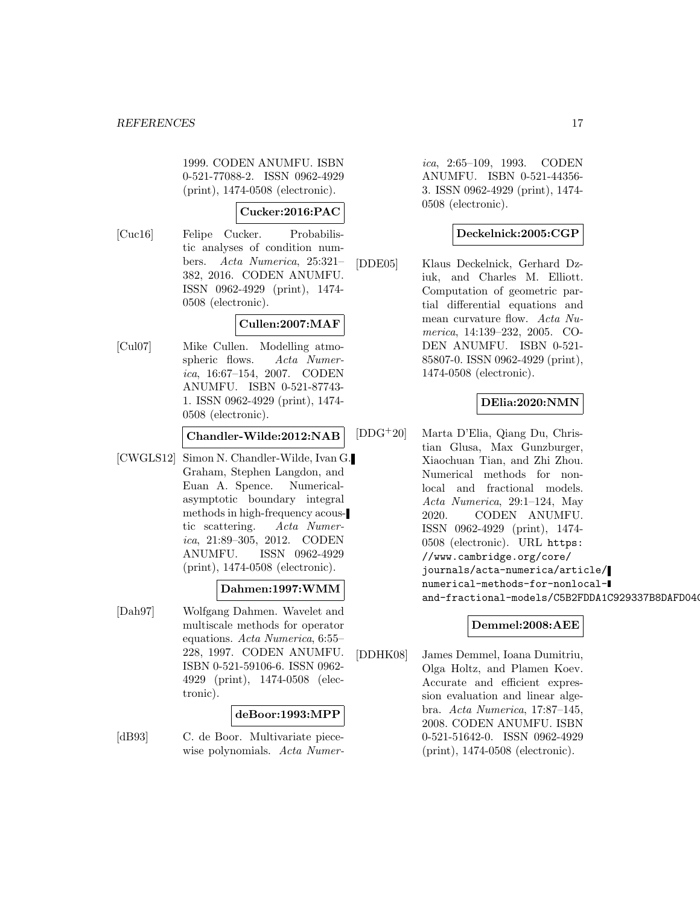1999. CODEN ANUMFU. ISBN 0-521-77088-2. ISSN 0962-4929 (print), 1474-0508 (electronic).

**Cucker:2016:PAC**

[Cuc16] Felipe Cucker. Probabilistic analyses of condition numbers. *Acta Numerica*, 25:321–382, 2016. CODEN ANUMFU. ISSN 0962-4929 (print), 1474-0508 (electronic).

**Cullen:2007:MAF**

[Cul07] Mike Cullen. Modelling atmospheric flows. *Acta Numerica*, 16:67–154, 2007. CODEN ANUMFU. ISBN 0-521-87743-1. ISSN 0962-4929 (print), 1474-0508 (electronic).

**Chandler-Wilde:2012:NAB**

[CWGLS12] Simon N. Chandler-Wilde, Ivan G. Graham, Stephen Langdon, and Euan A. Spence. Numerical-asymptotic boundary integral methods in high-frequency acoustic scattering. *Acta Numerica*, 21:89–305, 2012. CODEN ANUMFU. ISSN 0962-4929 (print), 1474-0508 (electronic).

**Dahmen:1997:WMM**

[Dah97] Wolfgang Dahmen. Wavelet and multiscale methods for operator equations. *Acta Numerica*, 6:55–228, 1997. CODEN ANUMFU. ISBN 0-521-59106-6. ISSN 0962-4929 (print), 1474-0508 (electronic).

**deBoor:1993:MPP**

[dB93] C. de Boor. Multivariate piecewise polynomials. *Acta Numerica*, 2:65–109, 1993. CODEN ANUMFU. ISBN 0-521-44356-3. ISSN 0962-4929 (print), 1474-0508 (electronic).

**Deckelnick:2005:CGP**

[DDE05] Klaus Deckelnick, Gerhard Dziuk, and Charles M. Elliott. Computation of geometric partial differential equations and mean curvature flow. *Acta Numerica*, 14:139–232, 2005. CODEN ANUMFU. ISBN 0-521-85807-0. ISSN 0962-4929 (print), 1474-0508 (electronic).

**DElia:2020:NMN**

[DDG+20] Marta D'Elia, Qiang Du, Christian Glusa, Max Gunzburger, Xiaochuan Tian, and Zhi Zhou. Numerical methods for nonlocal and fractional models. *Acta Numerica*, 29:1–124, May 2020. CODEN ANUMFU. ISSN 0962-4929 (print), 1474-0508 (electronic). URL https://www.cambridge.org/core/journals/acta-numerica/article/numerical-methods-for-nonlocal-and-fractional-models/C5B2FDDA1C929337B8DAFD04C

**Demmel:2008:AEE**

[DDHK08] James Demmel, Ioana Dumitriu, Olga Holtz, and Plamen Koev. Accurate and efficient expression evaluation and linear algebra. *Acta Numerica*, 17:87–145, 2008. CODEN ANUMFU. ISBN 0-521-51642-0. ISSN 0962-4929 (print), 1474-0508 (electronic).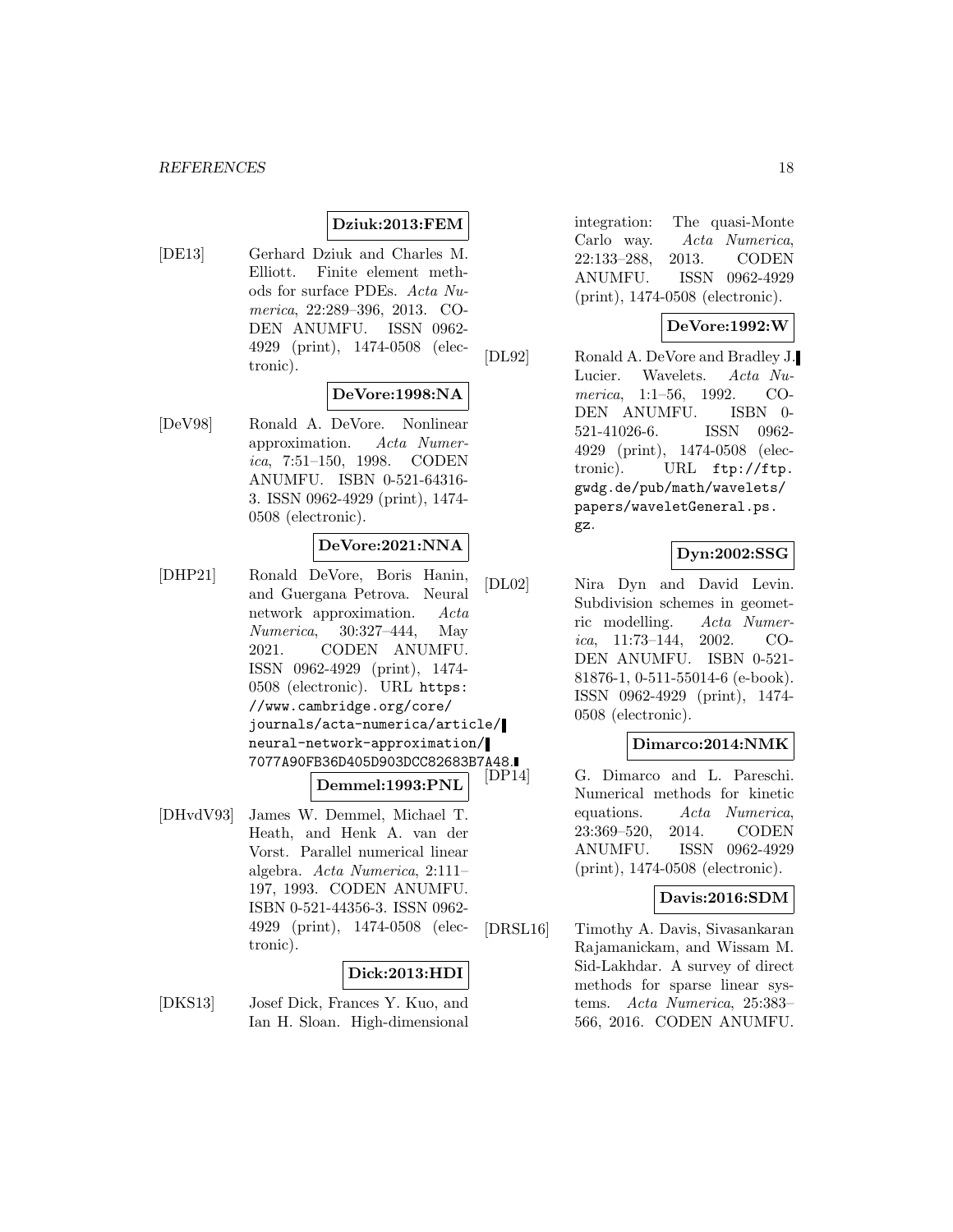**Dziuk:2013:FEM**

[DE13] Gerhard Dziuk and Charles M. Elliott. Finite element methods for surface PDEs. *Acta Numerica*, 22:289–396, 2013. CODEN ANUMFU. ISSN 0962-4929 (print), 1474-0508 (electronic).

**DeVore:1998:NA**

[DeV98] Ronald A. DeVore. Nonlinear approximation. *Acta Numerica*, 7:51–150, 1998. CODEN ANUMFU. ISBN 0-521-64316-3. ISSN 0962-4929 (print), 1474-0508 (electronic).

**DeVore:2021:NNA**

[DHP21] Ronald DeVore, Boris Hanin, and Guergana Petrova. Neural network approximation. *Acta Numerica*, 30:327–444, May 2021. CODEN ANUMFU. ISSN 0962-4929 (print), 1474-0508 (electronic). URL `https://www.cambridge.org/core/journals/acta-numerica/article/neural-network-approximation/7077A90FB36D405D903DCC82683B7A48`.

**Demmel:1993:PNL**

[DHvdV93] James W. Demmel, Michael T. Heath, and Henk A. van der Vorst. Parallel numerical linear algebra. *Acta Numerica*, 2:111–197, 1993. CODEN ANUMFU. ISBN 0-521-44356-3. ISSN 0962-4929 (print), 1474-0508 (electronic).

**Dick:2013:HDI**

[DKS13] Josef Dick, Frances Y. Kuo, and Ian H. Sloan. High-dimensional integration: The quasi-Monte Carlo way. *Acta Numerica*, 22:133–288, 2013. CODEN ANUMFU. ISSN 0962-4929 (print), 1474-0508 (electronic).

**DeVore:1992:W**

[DL92] Ronald A. DeVore and Bradley J. Lucier. Wavelets. *Acta Numerica*, 1:1–56, 1992. CODEN ANUMFU. ISBN 0-521-41026-6. ISSN 0962-4929 (print), 1474-0508 (electronic). URL `ftp://ftp.gwdg.de/pub/math/wavelets/papers/waveletGeneral.ps.gz`.

**Dyn:2002:SSG**

[DL02] Nira Dyn and David Levin. Subdivision schemes in geometric modelling. *Acta Numerica*, 11:73–144, 2002. CODEN ANUMFU. ISBN 0-521-81876-1, 0-511-55014-6 (e-book). ISSN 0962-4929 (print), 1474-0508 (electronic).

**Dimarco:2014:NMK**

[DP14] G. Dimarco and L. Pareschi. Numerical methods for kinetic equations. *Acta Numerica*, 23:369–520, 2014. CODEN ANUMFU. ISSN 0962-4929 (print), 1474-0508 (electronic).

**Davis:2016:SDM**

[DRSL16] Timothy A. Davis, Sivasankaran Rajamanickam, and Wissam M. Sid-Lakhdar. A survey of direct methods for sparse linear systems. *Acta Numerica*, 25:383–566, 2016. CODEN ANUMFU.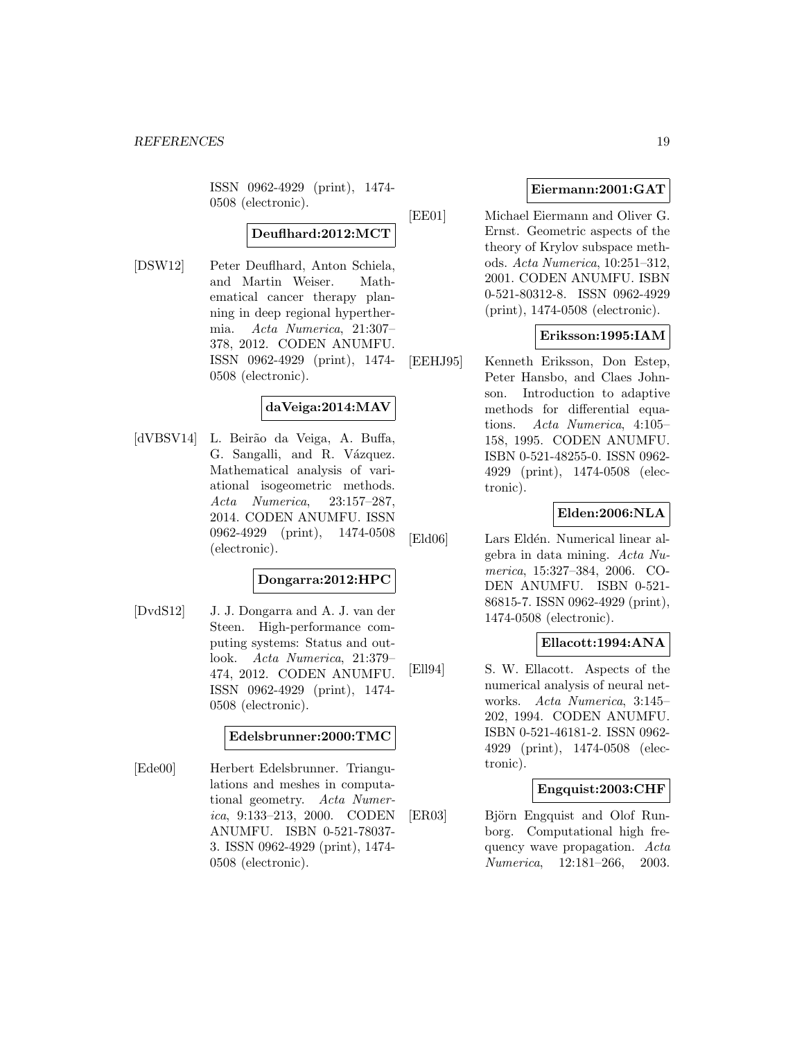ISSN 0962-4929 (print), 1474-0508 (electronic).

**Deuflhard:2012:MCT**

[DSW12] Peter Deuflhard, Anton Schiela, and Martin Weiser. Mathematical cancer therapy planning in deep regional hyperthermia. *Acta Numerica*, 21:307–378, 2012. CODEN ANUMFU. ISSN 0962-4929 (print), 1474-0508 (electronic).

**daVeiga:2014:MAV**

[dVBSV14] L. Beirão da Veiga, A. Buffa, G. Sangalli, and R. Vázquez. Mathematical analysis of variational isogeometric methods. *Acta Numerica*, 23:157–287, 2014. CODEN ANUMFU. ISSN 0962-4929 (print), 1474-0508 (electronic).

**Dongarra:2012:HPC**

[DvdS12] J. J. Dongarra and A. J. van der Steen. High-performance computing systems: Status and outlook. *Acta Numerica*, 21:379–474, 2012. CODEN ANUMFU. ISSN 0962-4929 (print), 1474-0508 (electronic).

**Edelsbrunner:2000:TMC**

[Ede00] Herbert Edelsbrunner. Triangulations and meshes in computational geometry. *Acta Numerica*, 9:133–213, 2000. CODEN ANUMFU. ISBN 0-521-78037-3. ISSN 0962-4929 (print), 1474-0508 (electronic).

**Eiermann:2001:GAT**

[EE01] Michael Eiermann and Oliver G. Ernst. Geometric aspects of the theory of Krylov subspace methods. *Acta Numerica*, 10:251–312, 2001. CODEN ANUMFU. ISBN 0-521-80312-8. ISSN 0962-4929 (print), 1474-0508 (electronic).

**Eriksson:1995:IAM**

[EEHJ95] Kenneth Eriksson, Don Estep, Peter Hansbo, and Claes Johnson. Introduction to adaptive methods for differential equations. *Acta Numerica*, 4:105–158, 1995. CODEN ANUMFU. ISBN 0-521-48255-0. ISSN 0962-4929 (print), 1474-0508 (electronic).

**Elden:2006:NLA**

[Eld06] Lars Eldén. Numerical linear algebra in data mining. *Acta Numerica*, 15:327–384, 2006. CODEN ANUMFU. ISBN 0-521-86815-7. ISSN 0962-4929 (print), 1474-0508 (electronic).

**Ellacott:1994:ANA**

[Ell94] S. W. Ellacott. Aspects of the numerical analysis of neural networks. *Acta Numerica*, 3:145–202, 1994. CODEN ANUMFU. ISBN 0-521-46181-2. ISSN 0962-4929 (print), 1474-0508 (electronic).

**Engquist:2003:CHF**

[ER03] Björn Engquist and Olof Runborg. Computational high frequency wave propagation. *Acta Numerica*, 12:181–266, 2003.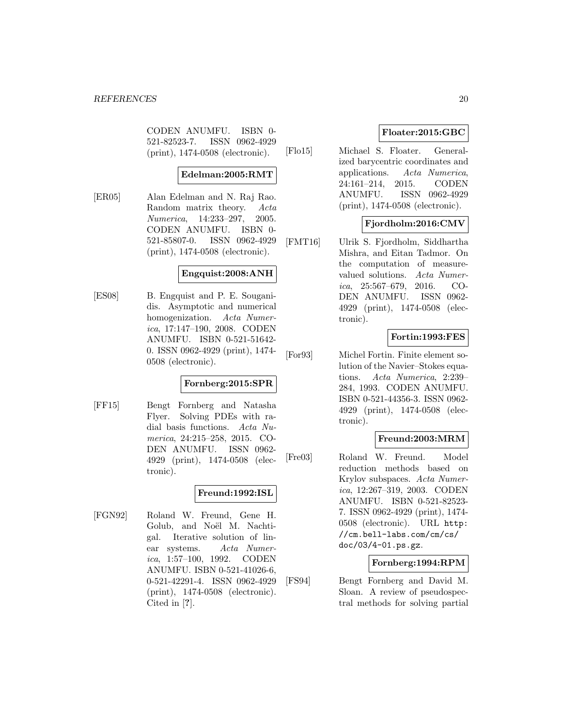CODEN ANUMFU. ISBN 0-521-82523-7. ISSN 0962-4929 (print), 1474-0508 (electronic).

**Edelman:2005:RMT**

[ER05] Alan Edelman and N. Raj Rao. Random matrix theory. *Acta Numerica*, 14:233–297, 2005. CODEN ANUMFU. ISBN 0-521-85807-0. ISSN 0962-4929 (print), 1474-0508 (electronic).

**Engquist:2008:ANH**

[ES08] B. Engquist and P. E. Souganidis. Asymptotic and numerical homogenization. *Acta Numerica*, 17:147–190, 2008. CODEN ANUMFU. ISBN 0-521-51642-0. ISSN 0962-4929 (print), 1474-0508 (electronic).

**Fornberg:2015:SPR**

[FF15] Bengt Fornberg and Natasha Flyer. Solving PDEs with radial basis functions. *Acta Numerica*, 24:215–258, 2015. CODEN ANUMFU. ISSN 0962-4929 (print), 1474-0508 (electronic).

**Freund:1992:ISL**

[FGN92] Roland W. Freund, Gene H. Golub, and Noël M. Nachtigal. Iterative solution of linear systems. *Acta Numerica*, 1:57–100, 1992. CODEN ANUMFU. ISBN 0-521-41026-6, 0-521-42291-4. ISSN 0962-4929 (print), 1474-0508 (electronic). Cited in [**?**].

**Floater:2015:GBC**

[Flo15] Michael S. Floater. Generalized barycentric coordinates and applications. *Acta Numerica*, 24:161–214, 2015. CODEN ANUMFU. ISSN 0962-4929 (print), 1474-0508 (electronic).

**Fjordholm:2016:CMV**

[FMT16] Ulrik S. Fjordholm, Siddhartha Mishra, and Eitan Tadmor. On the computation of measure-valued solutions. *Acta Numerica*, 25:567–679, 2016. CODEN ANUMFU. ISSN 0962-4929 (print), 1474-0508 (electronic).

**Fortin:1993:FES**

[For93] Michel Fortin. Finite element solution of the Navier–Stokes equations. *Acta Numerica*, 2:239–284, 1993. CODEN ANUMFU. ISBN 0-521-44356-3. ISSN 0962-4929 (print), 1474-0508 (electronic).

**Freund:2003:MRM**

[Fre03] Roland W. Freund. Model reduction methods based on Krylov subspaces. *Acta Numerica*, 12:267–319, 2003. CODEN ANUMFU. ISBN 0-521-82523-7. ISSN 0962-4929 (print), 1474-0508 (electronic). URL `http://cm.bell-labs.com/cm/cs/doc/03/4-01.ps.gz`.

**Fornberg:1994:RPM**

[FS94] Bengt Fornberg and David M. Sloan. A review of pseudospectral methods for solving partial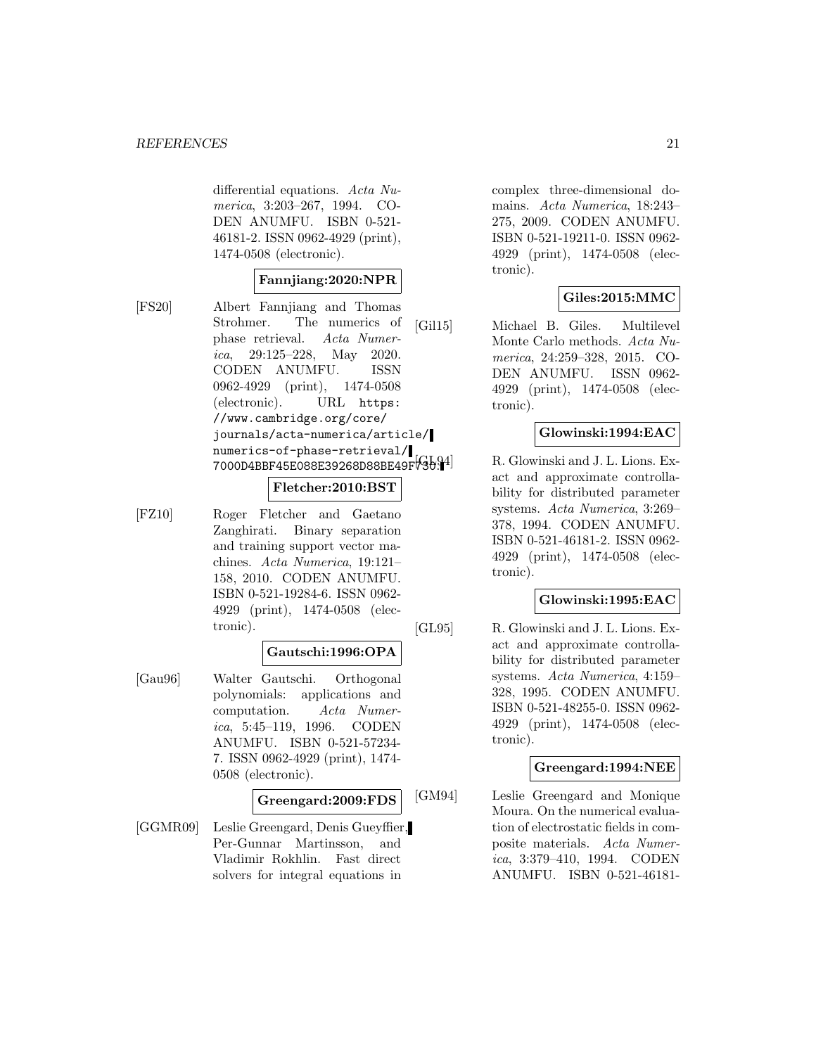differential equations. *Acta Numerica*, 3:203–267, 1994. CODEN ANUMFU. ISBN 0-521-46181-2. ISSN 0962-4929 (print), 1474-0508 (electronic).

**Fannjiang:2020:NPR**

[FS20] Albert Fannjiang and Thomas Strohmer. The numerics of phase retrieval. *Acta Numerica*, 29:125–228, May 2020. CODEN ANUMFU. ISSN 0962-4929 (print), 1474-0508 (electronic). URL `https://www.cambridge.org/core/journals/acta-numerica/article/numerics-of-phase-retrieval/7000D4BBF45E088E39268D88BE49F730`.

**Fletcher:2010:BST**

[FZ10] Roger Fletcher and Gaetano Zanghirati. Binary separation and training support vector machines. *Acta Numerica*, 19:121–158, 2010. CODEN ANUMFU. ISBN 0-521-19284-6. ISSN 0962-4929 (print), 1474-0508 (electronic).

**Gautschi:1996:OPA**

[Gau96] Walter Gautschi. Orthogonal polynomials: applications and computation. *Acta Numerica*, 5:45–119, 1996. CODEN ANUMFU. ISBN 0-521-57234-7. ISSN 0962-4929 (print), 1474-0508 (electronic).

**Greengard:2009:FDS**

[GGMR09] Leslie Greengard, Denis Gueyffier, Per-Gunnar Martinsson, and Vladimir Rokhlin. Fast direct solvers for integral equations in complex three-dimensional domains. *Acta Numerica*, 18:243–275, 2009. CODEN ANUMFU. ISBN 0-521-19211-0. ISSN 0962-4929 (print), 1474-0508 (electronic).

**Giles:2015:MMC**

[Gil15] Michael B. Giles. Multilevel Monte Carlo methods. *Acta Numerica*, 24:259–328, 2015. CODEN ANUMFU. ISSN 0962-4929 (print), 1474-0508 (electronic).

**Glowinski:1994:EAC**

[GL94] R. Glowinski and J. L. Lions. Exact and approximate controllability for distributed parameter systems. *Acta Numerica*, 3:269–378, 1994. CODEN ANUMFU. ISBN 0-521-46181-2. ISSN 0962-4929 (print), 1474-0508 (electronic).

**Glowinski:1995:EAC**

[GL95] R. Glowinski and J. L. Lions. Exact and approximate controllability for distributed parameter systems. *Acta Numerica*, 4:159–328, 1995. CODEN ANUMFU. ISBN 0-521-48255-0. ISSN 0962-4929 (print), 1474-0508 (electronic).

**Greengard:1994:NEE**

[GM94] Leslie Greengard and Monique Moura. On the numerical evaluation of electrostatic fields in composite materials. *Acta Numerica*, 3:379–410, 1994. CODEN ANUMFU. ISBN 0-521-46181-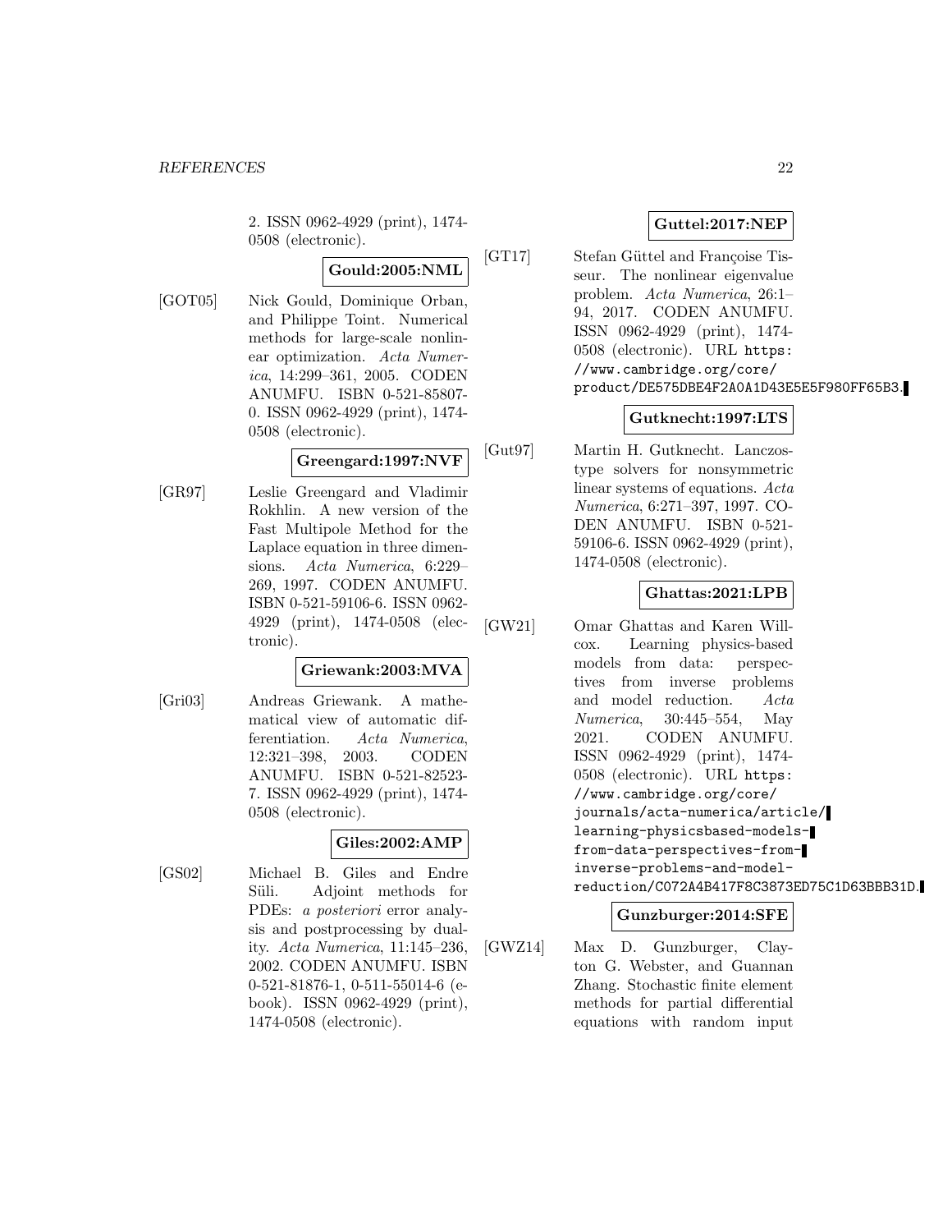2. ISSN 0962-4929 (print), 1474-0508 (electronic).

**Gould:2005:NML**

[GOT05] Nick Gould, Dominique Orban, and Philippe Toint. Numerical methods for large-scale nonlinear optimization. *Acta Numerica*, 14:299–361, 2005. CODEN ANUMFU. ISBN 0-521-85807-0. ISSN 0962-4929 (print), 1474-0508 (electronic).

**Greengard:1997:NVF**

[GR97] Leslie Greengard and Vladimir Rokhlin. A new version of the Fast Multipole Method for the Laplace equation in three dimensions. *Acta Numerica*, 6:229–269, 1997. CODEN ANUMFU. ISBN 0-521-59106-6. ISSN 0962-4929 (print), 1474-0508 (electronic).

**Griewank:2003:MVA**

[Gri03] Andreas Griewank. A mathematical view of automatic differentiation. *Acta Numerica*, 12:321–398, 2003. CODEN ANUMFU. ISBN 0-521-82523-7. ISSN 0962-4929 (print), 1474-0508 (electronic).

**Giles:2002:AMP**

[GS02] Michael B. Giles and Endre Süli. Adjoint methods for PDEs: *a posteriori* error analysis and postprocessing by duality. *Acta Numerica*, 11:145–236, 2002. CODEN ANUMFU. ISBN 0-521-81876-1, 0-511-55014-6 (e-book). ISSN 0962-4929 (print), 1474-0508 (electronic).

**Guttel:2017:NEP**

[GT17] Stefan Güttel and Françoise Tisseur. The nonlinear eigenvalue problem. *Acta Numerica*, 26:1–94, 2017. CODEN ANUMFU. ISSN 0962-4929 (print), 1474-0508 (electronic). URL `https://www.cambridge.org/core/product/DE575DBE4F2A0A1D43E5E5F980FF65B3`.

**Gutknecht:1997:LTS**

[Gut97] Martin H. Gutknecht. Lanczos-type solvers for nonsymmetric linear systems of equations. *Acta Numerica*, 6:271–397, 1997. CODEN ANUMFU. ISBN 0-521-59106-6. ISSN 0962-4929 (print), 1474-0508 (electronic).

**Ghattas:2021:LPB**

[GW21] Omar Ghattas and Karen Willcox. Learning physics-based models from data: perspectives from inverse problems and model reduction. *Acta Numerica*, 30:445–554, May 2021. CODEN ANUMFU. ISSN 0962-4929 (print), 1474-0508 (electronic). URL `https://www.cambridge.org/core/journals/acta-numerica/article/learning-physicsbased-models-from-data-perspectives-from-inverse-problems-and-model-reduction/C072A4B417F8C3873ED75C1D63BBB31D`.

**Gunzburger:2014:SFE**

[GWZ14] Max D. Gunzburger, Clayton G. Webster, and Guannan Zhang. Stochastic finite element methods for partial differential equations with random input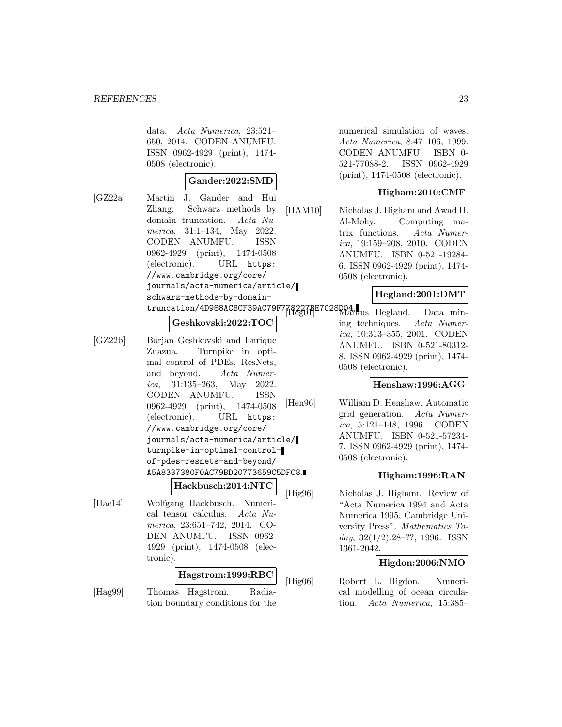data. *Acta Numerica*, 23:521–650, 2014. CODEN ANUMFU. ISSN 0962-4929 (print), 1474-0508 (electronic).

**Gander:2022:SMD**

[GZ22a] Martin J. Gander and Hui Zhang. Schwarz methods by domain truncation. *Acta Numerica*, 31:1–134, May 2022. CODEN ANUMFU. ISSN 0962-4929 (print), 1474-0508 (electronic). URL `https://www.cambridge.org/core/journals/acta-numerica/article/schwarz-methods-by-domain-truncation/4D988ACBCF39AC79F778227BE7028D04`.

**Geshkovski:2022:TOC**

[GZ22b] Borjan Geshkovski and Enrique Zuazua. Turnpike in optimal control of PDEs, ResNets, and beyond. *Acta Numerica*, 31:135–263, May 2022. CODEN ANUMFU. ISSN 0962-4929 (print), 1474-0508 (electronic). URL `https://www.cambridge.org/core/journals/acta-numerica/article/turnpike-in-optimal-control-of-pdes-resnets-and-beyond/A5A8337380F0AC79BD20773659C5DFC8`.

**Hackbusch:2014:NTC**

[Hac14] Wolfgang Hackbusch. Numerical tensor calculus. *Acta Numerica*, 23:651–742, 2014. CODEN ANUMFU. ISSN 0962-4929 (print), 1474-0508 (electronic).

**Hagstrom:1999:RBC**

[Hag99] Thomas Hagstrom. Radiation boundary conditions for the numerical simulation of waves. *Acta Numerica*, 8:47–106, 1999. CODEN ANUMFU. ISBN 0-521-77088-2. ISSN 0962-4929 (print), 1474-0508 (electronic).

**Higham:2010:CMF**

[HAM10] Nicholas J. Higham and Awad H. Al-Mohy. Computing matrix functions. *Acta Numerica*, 19:159–208, 2010. CODEN ANUMFU. ISBN 0-521-19284-6. ISSN 0962-4929 (print), 1474-0508 (electronic).

**Hegland:2001:DMT**

[Heg01] Markus Hegland. Data mining techniques. *Acta Numerica*, 10:313–355, 2001. CODEN ANUMFU. ISBN 0-521-80312-8. ISSN 0962-4929 (print), 1474-0508 (electronic).

**Henshaw:1996:AGG**

[Hen96] William D. Henshaw. Automatic grid generation. *Acta Numerica*, 5:121–148, 1996. CODEN ANUMFU. ISBN 0-521-57234-7. ISSN 0962-4929 (print), 1474-0508 (electronic).

**Higham:1996:RAN**

[Hig96] Nicholas J. Higham. Review of "Acta Numerica 1994 and Acta Numerica 1995, Cambridge University Press". *Mathematics Today*, 32(1/2):28–??, 1996. ISSN 1361-2042.

**Higdon:2006:NMO**

[Hig06] Robert L. Higdon. Numerical modelling of ocean circulation. *Acta Numerica*, 15:385–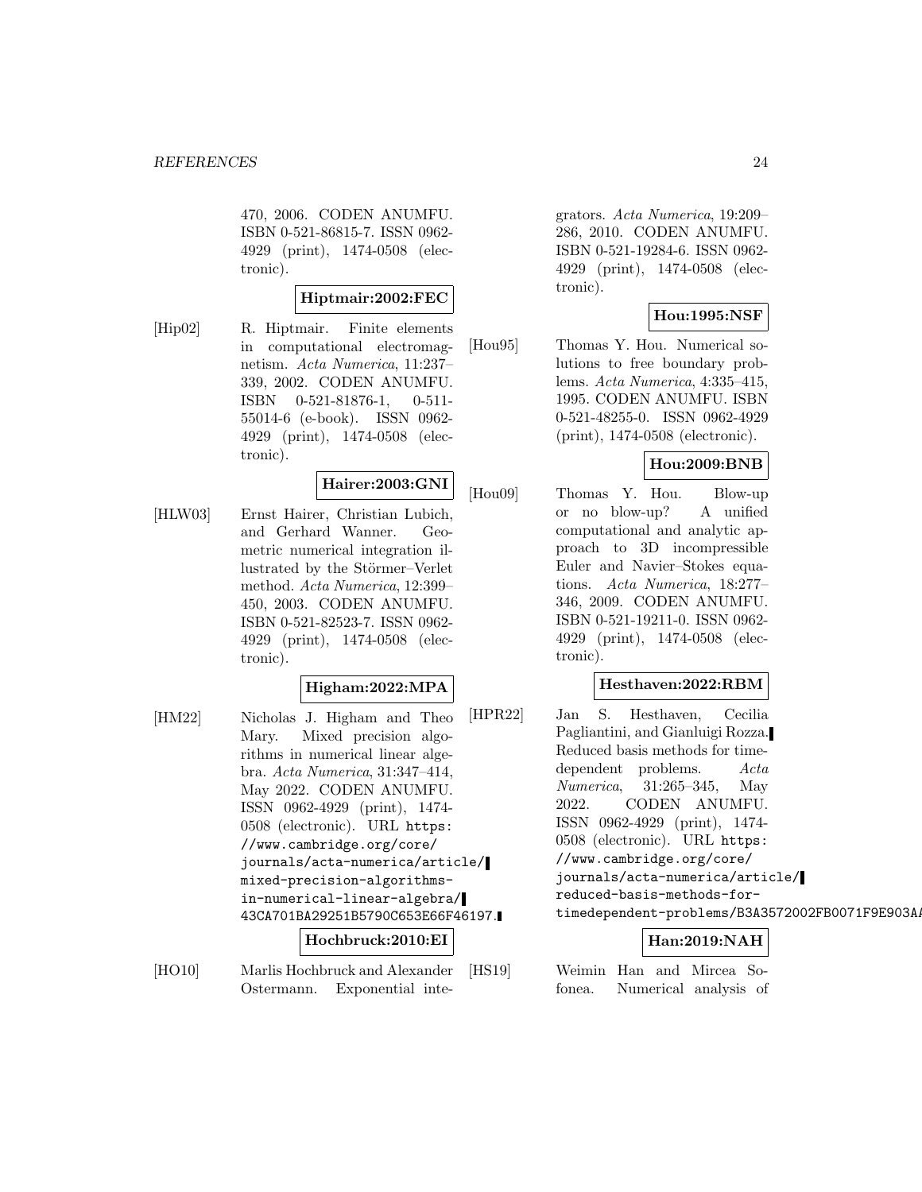470, 2006. CODEN ANUMFU. ISBN 0-521-86815-7. ISSN 0962-4929 (print), 1474-0508 (electronic).

**Hiptmair:2002:FEC**

[Hip02] R. Hiptmair. Finite elements in computational electromagnetism. *Acta Numerica*, 11:237–339, 2002. CODEN ANUMFU. ISBN 0-521-81876-1, 0-511-55014-6 (e-book). ISSN 0962-4929 (print), 1474-0508 (electronic).

**Hairer:2003:GNI**

[HLW03] Ernst Hairer, Christian Lubich, and Gerhard Wanner. Geometric numerical integration illustrated by the Störmer–Verlet method. *Acta Numerica*, 12:399–450, 2003. CODEN ANUMFU. ISBN 0-521-82523-7. ISSN 0962-4929 (print), 1474-0508 (electronic).

**Higham:2022:MPA**

[HM22] Nicholas J. Higham and Theo Mary. Mixed precision algorithms in numerical linear algebra. *Acta Numerica*, 31:347–414, May 2022. CODEN ANUMFU. ISSN 0962-4929 (print), 1474-0508 (electronic). URL `https://www.cambridge.org/core/journals/acta-numerica/article/mixed-precision-algorithms-in-numerical-linear-algebra/43CA701BA29251B5790C653E66F46197`.

**Hochbruck:2010:EI**

[HO10] Marlis Hochbruck and Alexander Ostermann. Exponential integrators. *Acta Numerica*, 19:209–286, 2010. CODEN ANUMFU. ISBN 0-521-19284-6. ISSN 0962-4929 (print), 1474-0508 (electronic).

**Hou:1995:NSF**

[Hou95] Thomas Y. Hou. Numerical solutions to free boundary problems. *Acta Numerica*, 4:335–415, 1995. CODEN ANUMFU. ISBN 0-521-48255-0. ISSN 0962-4929 (print), 1474-0508 (electronic).

**Hou:2009:BNB**

[Hou09] Thomas Y. Hou. Blow-up or no blow-up? A unified computational and analytic approach to 3D incompressible Euler and Navier–Stokes equations. *Acta Numerica*, 18:277–346, 2009. CODEN ANUMFU. ISBN 0-521-19211-0. ISSN 0962-4929 (print), 1474-0508 (electronic).

**Hesthaven:2022:RBM**

[HPR22] Jan S. Hesthaven, Cecilia Pagliantini, and Gianluigi Rozza. Reduced basis methods for time-dependent problems. *Acta Numerica*, 31:265–345, May 2022. CODEN ANUMFU. ISSN 0962-4929 (print), 1474-0508 (electronic). URL `https://www.cambridge.org/core/journals/acta-numerica/article/reduced-basis-methods-for-timedependent-problems/B3A3572002FB0071F9E903A`

**Han:2019:NAH**

[HS19] Weimin Han and Mircea Sofonea. Numerical analysis of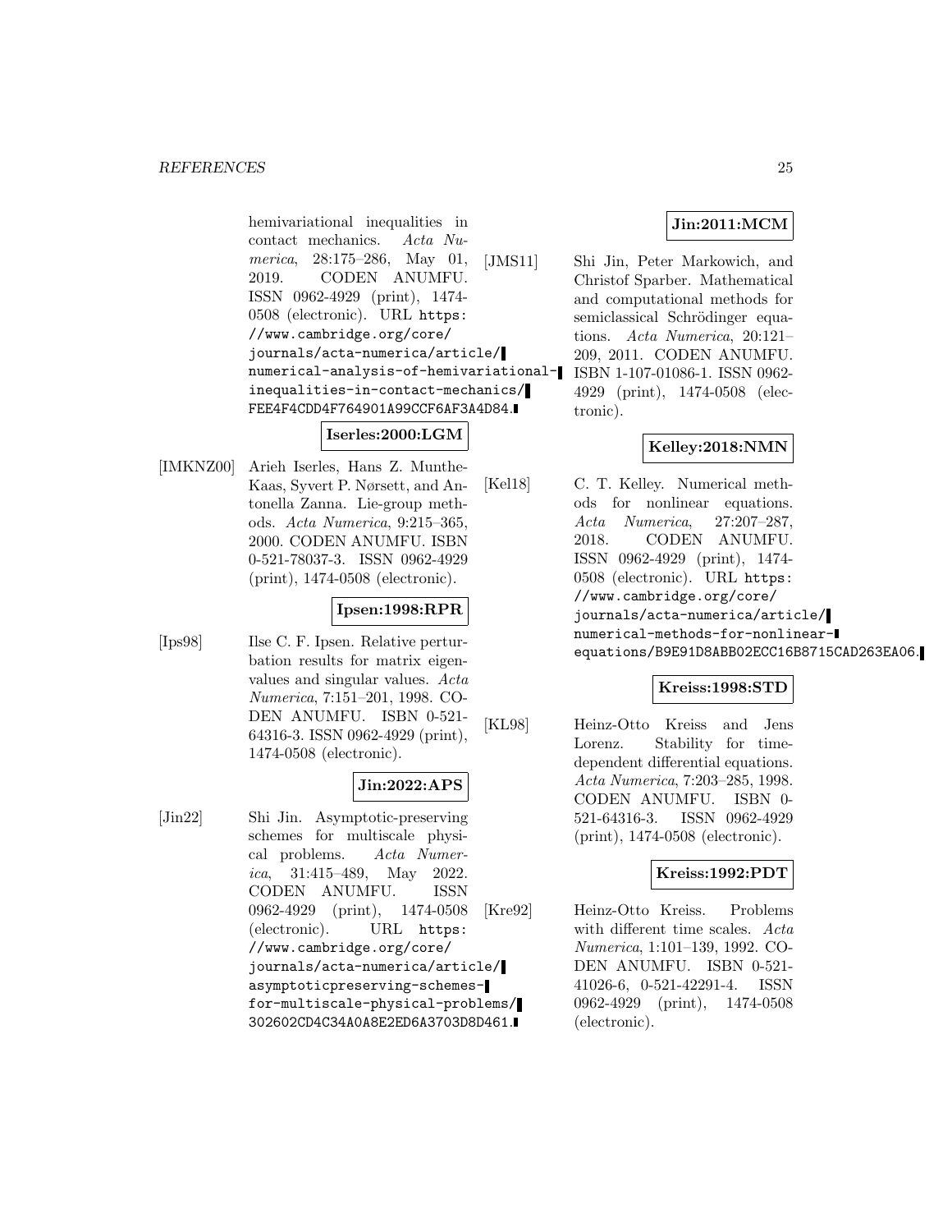hemivariational inequalities in contact mechanics. *Acta Numerica*, 28:175–286, May 01, 2019. CODEN ANUMFU. ISSN 0962-4929 (print), 1474-0508 (electronic). URL `https://www.cambridge.org/core/journals/acta-numerica/article/numerical-analysis-of-hemivariational-inequalities-in-contact-mechanics/FEE4F4CDD4F764901A99CCF6AF3A4D84`.

**Iserles:2000:LGM**

[IMKNZ00] Arieh Iserles, Hans Z. Munthe-Kaas, Syvert P. Nørsett, and Antonella Zanna. Lie-group methods. *Acta Numerica*, 9:215–365, 2000. CODEN ANUMFU. ISBN 0-521-78037-3. ISSN 0962-4929 (print), 1474-0508 (electronic).

**Ipsen:1998:RPR**

[Ips98] Ilse C. F. Ipsen. Relative perturbation results for matrix eigenvalues and singular values. *Acta Numerica*, 7:151–201, 1998. CODEN ANUMFU. ISBN 0-521-64316-3. ISSN 0962-4929 (print), 1474-0508 (electronic).

**Jin:2022:APS**

[Jin22] Shi Jin. Asymptotic-preserving schemes for multiscale physical problems. *Acta Numerica*, 31:415–489, May 2022. CODEN ANUMFU. ISSN 0962-4929 (print), 1474-0508 (electronic). URL `https://www.cambridge.org/core/journals/acta-numerica/article/asymptoticpreserving-schemes-for-multiscale-physical-problems/302602CD4C34A0A8E2ED6A3703D8D461`.

**Jin:2011:MCM**

[JMS11] Shi Jin, Peter Markowich, and Christof Sparber. Mathematical and computational methods for semiclassical Schrödinger equations. *Acta Numerica*, 20:121–209, 2011. CODEN ANUMFU. ISBN 1-107-01086-1. ISSN 0962-4929 (print), 1474-0508 (electronic).

**Kelley:2018:NMN**

[Kel18] C. T. Kelley. Numerical methods for nonlinear equations. *Acta Numerica*, 27:207–287, 2018. CODEN ANUMFU. ISSN 0962-4929 (print), 1474-0508 (electronic). URL `https://www.cambridge.org/core/journals/acta-numerica/article/numerical-methods-for-nonlinear-equations/B9E91D8ABB02ECC16B8715CAD263EA06`.

**Kreiss:1998:STD**

[KL98] Heinz-Otto Kreiss and Jens Lorenz. Stability for time-dependent differential equations. *Acta Numerica*, 7:203–285, 1998. CODEN ANUMFU. ISBN 0-521-64316-3. ISSN 0962-4929 (print), 1474-0508 (electronic).

**Kreiss:1992:PDT**

[Kre92] Heinz-Otto Kreiss. Problems with different time scales. *Acta Numerica*, 1:101–139, 1992. CODEN ANUMFU. ISBN 0-521-41026-6, 0-521-42291-4. ISSN 0962-4929 (print), 1474-0508 (electronic).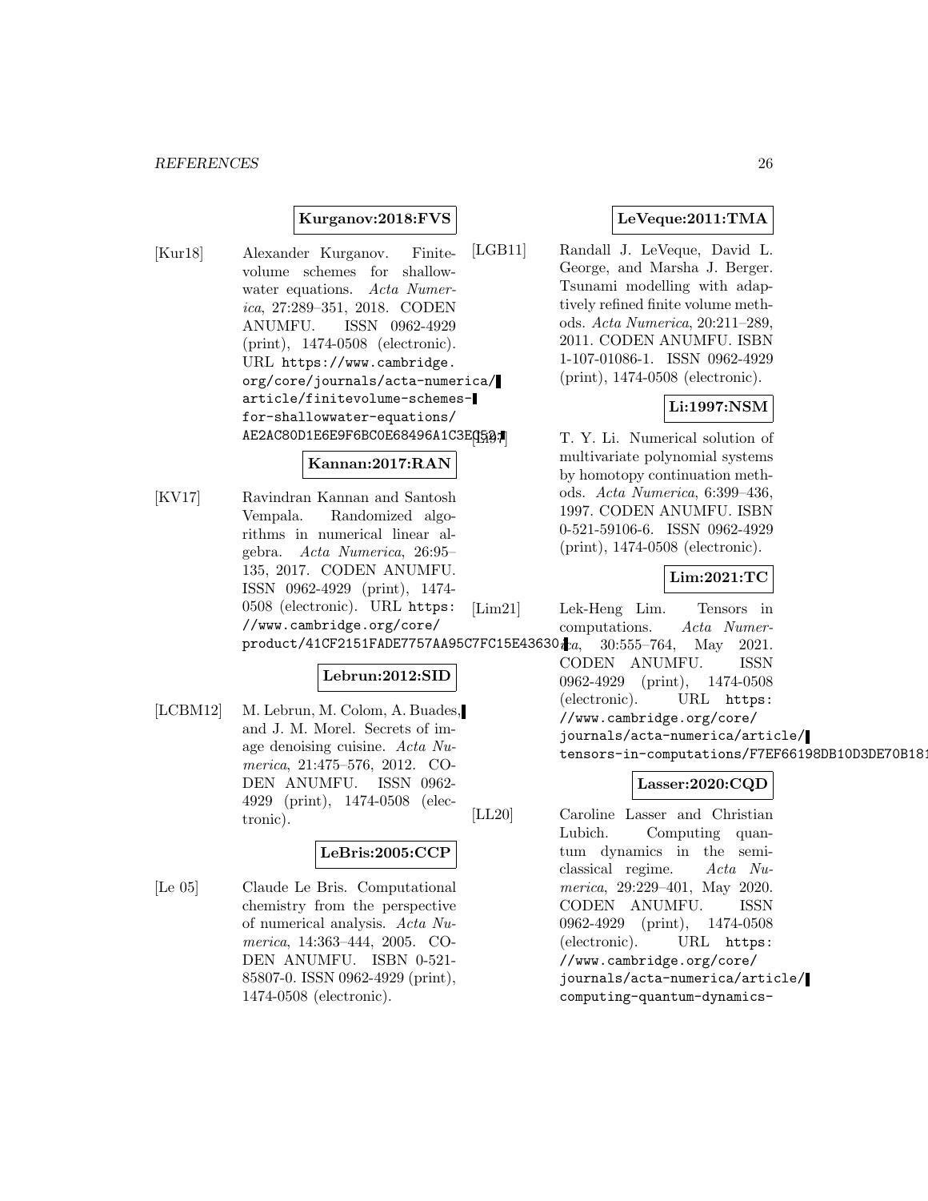**Kurganov:2018:FVS**

[Kur18] Alexander Kurganov. Finite-volume schemes for shallow-water equations. *Acta Numerica*, 27:289–351, 2018. CODEN ANUMFU. ISSN 0962-4929 (print), 1474-0508 (electronic). URL https://www.cambridge.org/core/journals/acta-numerica/article/finitevolume-schemes-for-shallowwater-equations/AE2AC80D1E6E9F6BC0E68496A1C3EC52.

**Kannan:2017:RAN**

[KV17] Ravindran Kannan and Santosh Vempala. Randomized algorithms in numerical linear algebra. *Acta Numerica*, 26:95–135, 2017. CODEN ANUMFU. ISSN 0962-4929 (print), 1474-0508 (electronic). URL https://www.cambridge.org/core/product/41CF2151FADE7757AA95C7FC15E43630.

**Lebrun:2012:SID**

[LCBM12] M. Lebrun, M. Colom, A. Buades, and J. M. Morel. Secrets of image denoising cuisine. *Acta Numerica*, 21:475–576, 2012. CODEN ANUMFU. ISSN 0962-4929 (print), 1474-0508 (electronic).

**LeBris:2005:CCP**

[Le 05] Claude Le Bris. Computational chemistry from the perspective of numerical analysis. *Acta Numerica*, 14:363–444, 2005. CODEN ANUMFU. ISBN 0-521-85807-0. ISSN 0962-4929 (print), 1474-0508 (electronic).

**LeVeque:2011:TMA**

[LGB11] Randall J. LeVeque, David L. George, and Marsha J. Berger. Tsunami modelling with adaptively refined finite volume methods. *Acta Numerica*, 20:211–289, 2011. CODEN ANUMFU. ISBN 1-107-01086-1. ISSN 0962-4929 (print), 1474-0508 (electronic).

**Li:1997:NSM**

[Li97] T. Y. Li. Numerical solution of multivariate polynomial systems by homotopy continuation methods. *Acta Numerica*, 6:399–436, 1997. CODEN ANUMFU. ISBN 0-521-59106-6. ISSN 0962-4929 (print), 1474-0508 (electronic).

**Lim:2021:TC**

[Lim21] Lek-Heng Lim. Tensors in computations. *Acta Numerica*, 30:555–764, May 2021. CODEN ANUMFU. ISSN 0962-4929 (print), 1474-0508 (electronic). URL https://www.cambridge.org/core/journals/acta-numerica/article/tensors-in-computations/F7EF66198DB10D3DE70B181

**Lasser:2020:CQD**

[LL20] Caroline Lasser and Christian Lubich. Computing quantum dynamics in the semiclassical regime. *Acta Numerica*, 29:229–401, May 2020. CODEN ANUMFU. ISSN 0962-4929 (print), 1474-0508 (electronic). URL https://www.cambridge.org/core/journals/acta-numerica/article/computing-quantum-dynamics-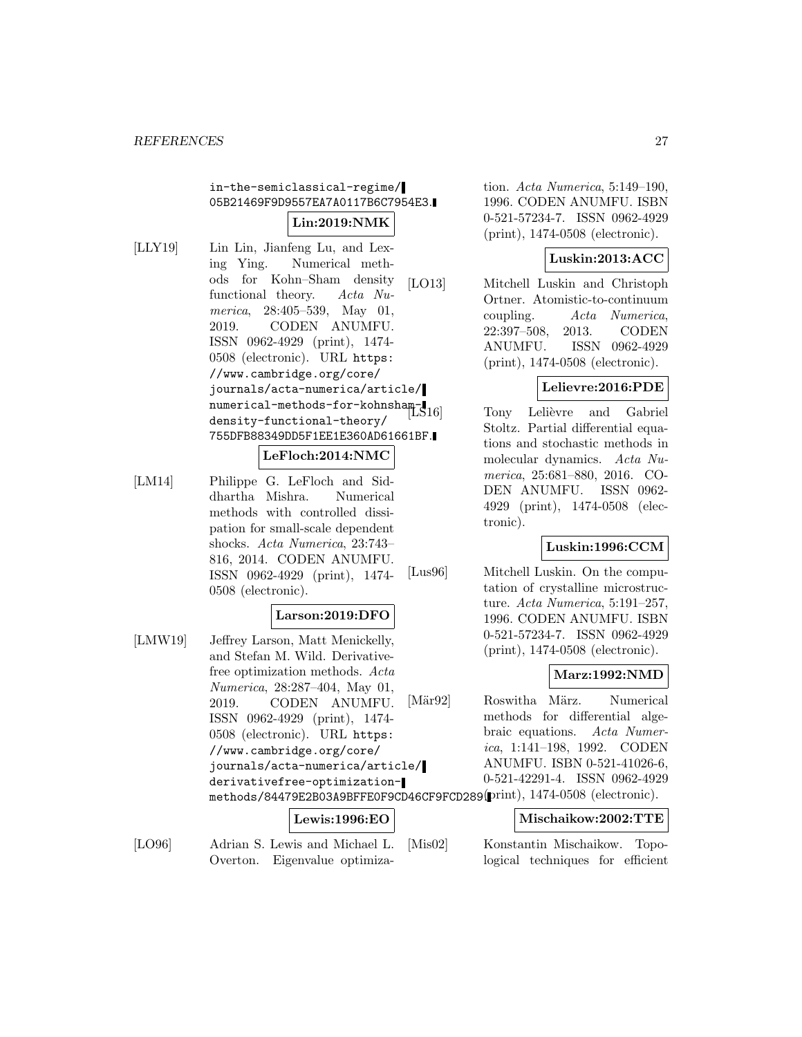in-the-semiclassical-regime/05B21469F9D9557EA7A0117B6C7954E3.

**Lin:2019:NMK**

[LLY19] Lin Lin, Jianfeng Lu, and Lexing Ying. Numerical methods for Kohn–Sham density functional theory. *Acta Numerica*, 28:405–539, May 01, 2019. CODEN ANUMFU. ISSN 0962-4929 (print), 1474-0508 (electronic). URL https://www.cambridge.org/core/journals/acta-numerica/article/numerical-methods-for-kohnsham-density-functional-theory/755DFB88349DD5F1EE1E360AD61661BF.

**LeFloch:2014:NMC**

[LM14] Philippe G. LeFloch and Siddhartha Mishra. Numerical methods with controlled dissipation for small-scale dependent shocks. *Acta Numerica*, 23:743–816, 2014. CODEN ANUMFU. ISSN 0962-4929 (print), 1474-0508 (electronic).

**Larson:2019:DFO**

[LMW19] Jeffrey Larson, Matt Menickelly, and Stefan M. Wild. Derivative-free optimization methods. *Acta Numerica*, 28:287–404, May 01, 2019. CODEN ANUMFU. ISSN 0962-4929 (print), 1474-0508 (electronic). URL https://www.cambridge.org/core/journals/acta-numerica/article/derivativefree-optimization-methods/84479E2B03A9BFFE0F9CD46CF9FCD289.

**Lewis:1996:EO**

[LO96] Adrian S. Lewis and Michael L. Overton. Eigenvalue optimization. *Acta Numerica*, 5:149–190, 1996. CODEN ANUMFU. ISBN 0-521-57234-7. ISSN 0962-4929 (print), 1474-0508 (electronic).

**Luskin:2013:ACC**

[LO13] Mitchell Luskin and Christoph Ortner. Atomistic-to-continuum coupling. *Acta Numerica*, 22:397–508, 2013. CODEN ANUMFU. ISSN 0962-4929 (print), 1474-0508 (electronic).

**Lelievre:2016:PDE**

[LS16] Tony Lelièvre and Gabriel Stoltz. Partial differential equations and stochastic methods in molecular dynamics. *Acta Numerica*, 25:681–880, 2016. CODEN ANUMFU. ISSN 0962-4929 (print), 1474-0508 (electronic).

**Luskin:1996:CCM**

[Lus96] Mitchell Luskin. On the computation of crystalline microstructure. *Acta Numerica*, 5:191–257, 1996. CODEN ANUMFU. ISBN 0-521-57234-7. ISSN 0962-4929 (print), 1474-0508 (electronic).

**Marz:1992:NMD**

[Mär92] Roswitha März. Numerical methods for differential algebraic equations. *Acta Numerica*, 1:141–198, 1992. CODEN ANUMFU. ISBN 0-521-41026-6, 0-521-42291-4. ISSN 0962-4929 (print), 1474-0508 (electronic).

**Mischaikow:2002:TTE**

[Mis02] Konstantin Mischaikow. Topological techniques for efficient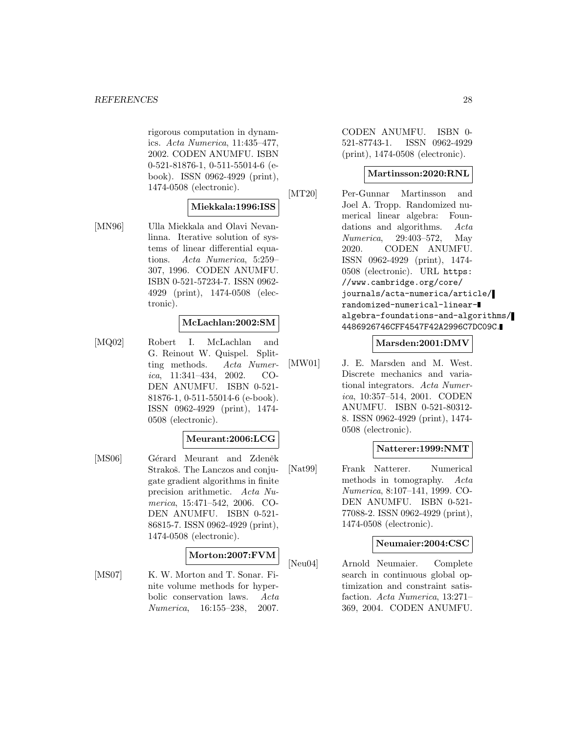rigorous computation in dynamics. *Acta Numerica*, 11:435–477, 2002. CODEN ANUMFU. ISBN 0-521-81876-1, 0-511-55014-6 (e-book). ISSN 0962-4929 (print), 1474-0508 (electronic).

**Miekkala:1996:ISS**

[MN96] Ulla Miekkala and Olavi Nevanlinna. Iterative solution of systems of linear differential equations. *Acta Numerica*, 5:259–307, 1996. CODEN ANUMFU. ISBN 0-521-57234-7. ISSN 0962-4929 (print), 1474-0508 (electronic).

**McLachlan:2002:SM**

[MQ02] Robert I. McLachlan and G. Reinout W. Quispel. Splitting methods. *Acta Numerica*, 11:341–434, 2002. CODEN ANUMFU. ISBN 0-521-81876-1, 0-511-55014-6 (e-book). ISSN 0962-4929 (print), 1474-0508 (electronic).

**Meurant:2006:LCG**

[MS06] Gérard Meurant and Zdeněk Strakoš. The Lanczos and conjugate gradient algorithms in finite precision arithmetic. *Acta Numerica*, 15:471–542, 2006. CODEN ANUMFU. ISBN 0-521-86815-7. ISSN 0962-4929 (print), 1474-0508 (electronic).

**Morton:2007:FVM**

[MS07] K. W. Morton and T. Sonar. Finite volume methods for hyperbolic conservation laws. *Acta Numerica*, 16:155–238, 2007. CODEN ANUMFU. ISBN 0-521-87743-1. ISSN 0962-4929 (print), 1474-0508 (electronic).

**Martinsson:2020:RNL**

[MT20] Per-Gunnar Martinsson and Joel A. Tropp. Randomized numerical linear algebra: Foundations and algorithms. *Acta Numerica*, 29:403–572, May 2020. CODEN ANUMFU. ISSN 0962-4929 (print), 1474-0508 (electronic). URL `https://www.cambridge.org/core/journals/acta-numerica/article/randomized-numerical-linear-algebra-foundations-and-algorithms/4486926746CFF4547F42A2996C7DC09C`.

**Marsden:2001:DMV**

[MW01] J. E. Marsden and M. West. Discrete mechanics and variational integrators. *Acta Numerica*, 10:357–514, 2001. CODEN ANUMFU. ISBN 0-521-80312-8. ISSN 0962-4929 (print), 1474-0508 (electronic).

**Natterer:1999:NMT**

[Nat99] Frank Natterer. Numerical methods in tomography. *Acta Numerica*, 8:107–141, 1999. CODEN ANUMFU. ISBN 0-521-77088-2. ISSN 0962-4929 (print), 1474-0508 (electronic).

**Neumaier:2004:CSC**

[Neu04] Arnold Neumaier. Complete search in continuous global optimization and constraint satisfaction. *Acta Numerica*, 13:271–369, 2004. CODEN ANUMFU.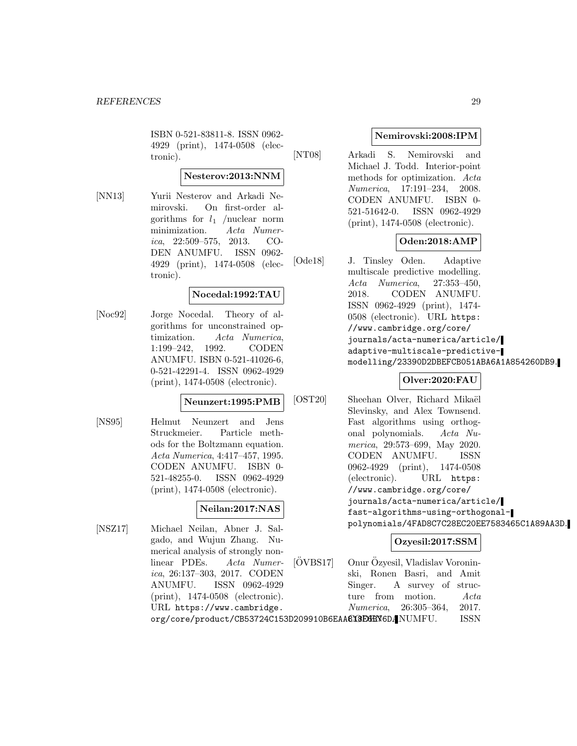ISBN 0-521-83811-8. ISSN 0962-4929 (print), 1474-0508 (electronic).

**Nesterov:2013:NNM**

[NN13] Yurii Nesterov and Arkadi Nemirovski. On first-order algorithms for $l_1$ /nuclear norm minimization. *Acta Numerica*, 22:509–575, 2013. CODEN ANUMFU. ISSN 0962-4929 (print), 1474-0508 (electronic).

**Nocedal:1992:TAU**

[Noc92] Jorge Nocedal. Theory of algorithms for unconstrained optimization. *Acta Numerica*, 1:199–242, 1992. CODEN ANUMFU. ISBN 0-521-41026-6, 0-521-42291-4. ISSN 0962-4929 (print), 1474-0508 (electronic).

**Neunzert:1995:PMB**

[NS95] Helmut Neunzert and Jens Struckmeier. Particle methods for the Boltzmann equation. *Acta Numerica*, 4:417–457, 1995. CODEN ANUMFU. ISBN 0-521-48255-0. ISSN 0962-4929 (print), 1474-0508 (electronic).

**Neilan:2017:NAS**

[NSZ17] Michael Neilan, Abner J. Salgado, and Wujun Zhang. Numerical analysis of strongly nonlinear PDEs. *Acta Numerica*, 26:137–303, 2017. CODEN ANUMFU. ISSN 0962-4929 (print), 1474-0508 (electronic). URL `https://www.cambridge.org/core/product/CB53724C153D209910B6EAAC13EDEE76D`.

**Nemirovski:2008:IPM**

[NT08] Arkadi S. Nemirovski and Michael J. Todd. Interior-point methods for optimization. *Acta Numerica*, 17:191–234, 2008. CODEN ANUMFU. ISBN 0-521-51642-0. ISSN 0962-4929 (print), 1474-0508 (electronic).

**Oden:2018:AMP**

[Ode18] J. Tinsley Oden. Adaptive multiscale predictive modelling. *Acta Numerica*, 27:353–450, 2018. CODEN ANUMFU. ISSN 0962-4929 (print), 1474-0508 (electronic). URL `https://www.cambridge.org/core/journals/acta-numerica/article/adaptive-multiscale-predictive-modelling/23390D2DBEFCB051ABA6A1A854260DB9`.

**Olver:2020:FAU**

[OST20] Sheehan Olver, Richard Mikaël Slevinsky, and Alex Townsend. Fast algorithms using orthogonal polynomials. *Acta Numerica*, 29:573–699, May 2020. CODEN ANUMFU. ISSN 0962-4929 (print), 1474-0508 (electronic). URL `https://www.cambridge.org/core/journals/acta-numerica/article/fast-algorithms-using-orthogonal-polynomials/4FAD8C7C28EC20EE7583465C1A89AA3D`.

**Ozyesil:2017:SSM**

[ÖVBS17] Onur Özyesil, Vladislav Voroninski, Ronen Basri, and Amit Singer. A survey of structure from motion. *Acta Numerica*, 26:305–364, 2017. CODEN ANUMFU. ISSN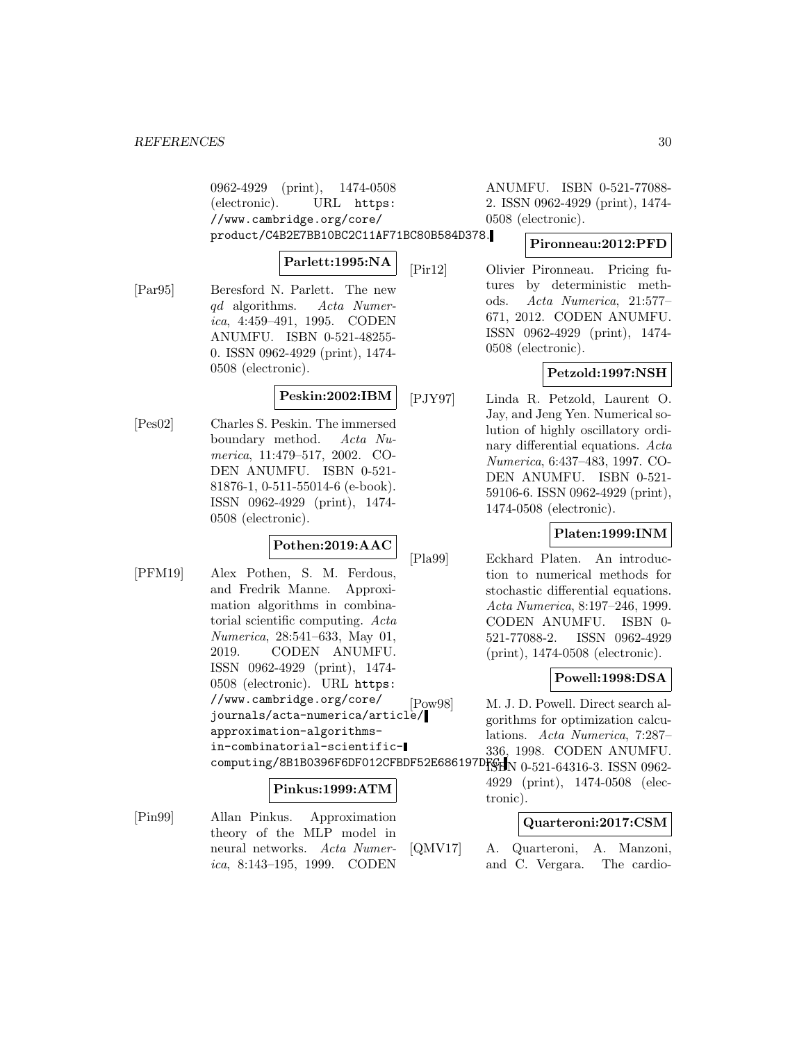0962-4929 (print), 1474-0508 (electronic). URL `https://www.cambridge.org/core/product/C4B2E7BB10BC2C11AF71BC80B584D378`.

**Parlett:1995:NA**

[Par95] Beresford N. Parlett. The new *qd* algorithms. *Acta Numerica*, 4:459–491, 1995. CODEN ANUMFU. ISBN 0-521-48255-0. ISSN 0962-4929 (print), 1474-0508 (electronic).

**Peskin:2002:IBM**

[Pes02] Charles S. Peskin. The immersed boundary method. *Acta Numerica*, 11:479–517, 2002. CODEN ANUMFU. ISBN 0-521-81876-1, 0-511-55014-6 (e-book). ISSN 0962-4929 (print), 1474-0508 (electronic).

**Pothen:2019:AAC**

[PFM19] Alex Pothen, S. M. Ferdous, and Fredrik Manne. Approximation algorithms in combinatorial scientific computing. *Acta Numerica*, 28:541–633, May 01, 2019. CODEN ANUMFU. ISSN 0962-4929 (print), 1474-0508 (electronic). URL `https://www.cambridge.org/core/journals/acta-numerica/article/approximation-algorithms-in-combinatorial-scientific-computing/8B1B0396F6DF012CFBDF52E686197DFC`.

**Pinkus:1999:ATM**

[Pin99] Allan Pinkus. Approximation theory of the MLP model in neural networks. *Acta Numerica*, 8:143–195, 1999. CODEN ANUMFU. ISBN 0-521-77088-2. ISSN 0962-4929 (print), 1474-0508 (electronic).

**Pironneau:2012:PFD**

[Pir12] Olivier Pironneau. Pricing futures by deterministic methods. *Acta Numerica*, 21:577–671, 2012. CODEN ANUMFU. ISSN 0962-4929 (print), 1474-0508 (electronic).

**Petzold:1997:NSH**

[PJY97] Linda R. Petzold, Laurent O. Jay, and Jeng Yen. Numerical solution of highly oscillatory ordinary differential equations. *Acta Numerica*, 6:437–483, 1997. CODEN ANUMFU. ISBN 0-521-59106-6. ISSN 0962-4929 (print), 1474-0508 (electronic).

**Platen:1999:INM**

[Pla99] Eckhard Platen. An introduction to numerical methods for stochastic differential equations. *Acta Numerica*, 8:197–246, 1999. CODEN ANUMFU. ISBN 0-521-77088-2. ISSN 0962-4929 (print), 1474-0508 (electronic).

**Powell:1998:DSA**

[Pow98] M. J. D. Powell. Direct search algorithms for optimization calculations. *Acta Numerica*, 7:287–336, 1998. CODEN ANUMFU. ISBN 0-521-64316-3. ISSN 0962-4929 (print), 1474-0508 (electronic).

**Quarteroni:2017:CSM**

[QMV17] A. Quarteroni, A. Manzoni, and C. Vergara. The cardio-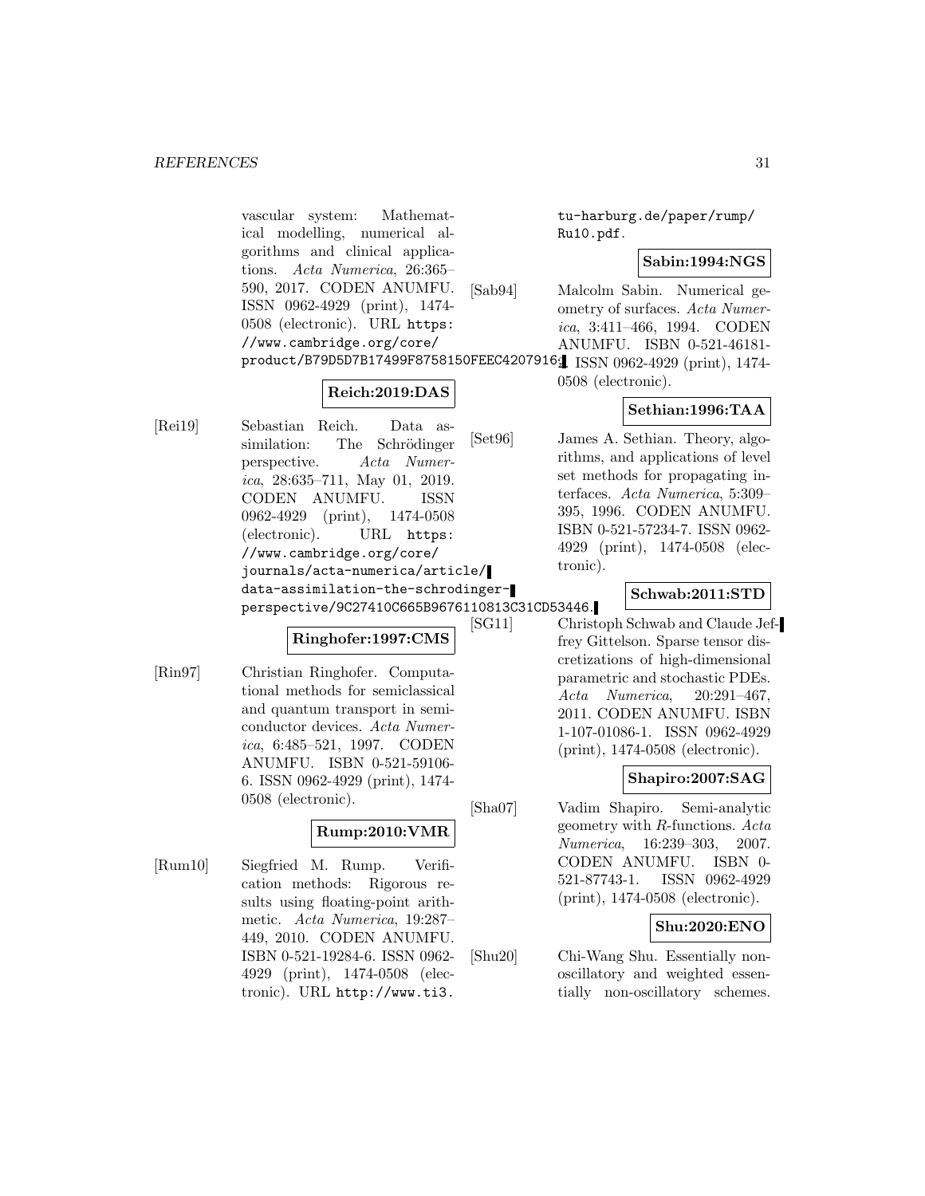vascular system: Mathematical modelling, numerical algorithms and clinical applications. *Acta Numerica*, 26:365–590, 2017. CODEN ANUMFU. ISSN 0962-4929 (print), 1474-0508 (electronic). URL https://www.cambridge.org/core/product/B79D5D7B17499F8758150FEEC4207916.

**Reich:2019:DAS**

[Rei19] Sebastian Reich. Data assimilation: The Schrödinger perspective. *Acta Numerica*, 28:635–711, May 01, 2019. CODEN ANUMFU. ISSN 0962-4929 (print), 1474-0508 (electronic). URL https://www.cambridge.org/core/journals/acta-numerica/article/data-assimilation-the-schrodinger-perspective/9C27410C665B9676110813C31CD53446.

**Ringhofer:1997:CMS**

[Rin97] Christian Ringhofer. Computational methods for semiclassical and quantum transport in semiconductor devices. *Acta Numerica*, 6:485–521, 1997. CODEN ANUMFU. ISBN 0-521-59106-6. ISSN 0962-4929 (print), 1474-0508 (electronic).

**Rump:2010:VMR**

[Rum10] Siegfried M. Rump. Verification methods: Rigorous results using floating-point arithmetic. *Acta Numerica*, 19:287–449, 2010. CODEN ANUMFU. ISBN 0-521-19284-6. ISSN 0962-4929 (print), 1474-0508 (electronic). URL http://www.ti3.tu-harburg.de/paper/rump/Ru10.pdf.

**Sabin:1994:NGS**

[Sab94] Malcolm Sabin. Numerical geometry of surfaces. *Acta Numerica*, 3:411–466, 1994. CODEN ANUMFU. ISBN 0-521-46181-4. ISSN 0962-4929 (print), 1474-0508 (electronic).

**Sethian:1996:TAA**

[Set96] James A. Sethian. Theory, algorithms, and applications of level set methods for propagating interfaces. *Acta Numerica*, 5:309–395, 1996. CODEN ANUMFU. ISBN 0-521-57234-7. ISSN 0962-4929 (print), 1474-0508 (electronic).

**Schwab:2011:STD**

[SG11] Christoph Schwab and Claude Jeffrey Gittelson. Sparse tensor discretizations of high-dimensional parametric and stochastic PDEs. *Acta Numerica*, 20:291–467, 2011. CODEN ANUMFU. ISBN 1-107-01086-1. ISSN 0962-4929 (print), 1474-0508 (electronic).

**Shapiro:2007:SAG**

[Sha07] Vadim Shapiro. Semi-analytic geometry with *R*-functions. *Acta Numerica*, 16:239–303, 2007. CODEN ANUMFU. ISBN 0-521-87743-1. ISSN 0962-4929 (print), 1474-0508 (electronic).

**Shu:2020:ENO**

[Shu20] Chi-Wang Shu. Essentially non-oscillatory and weighted essentially non-oscillatory schemes.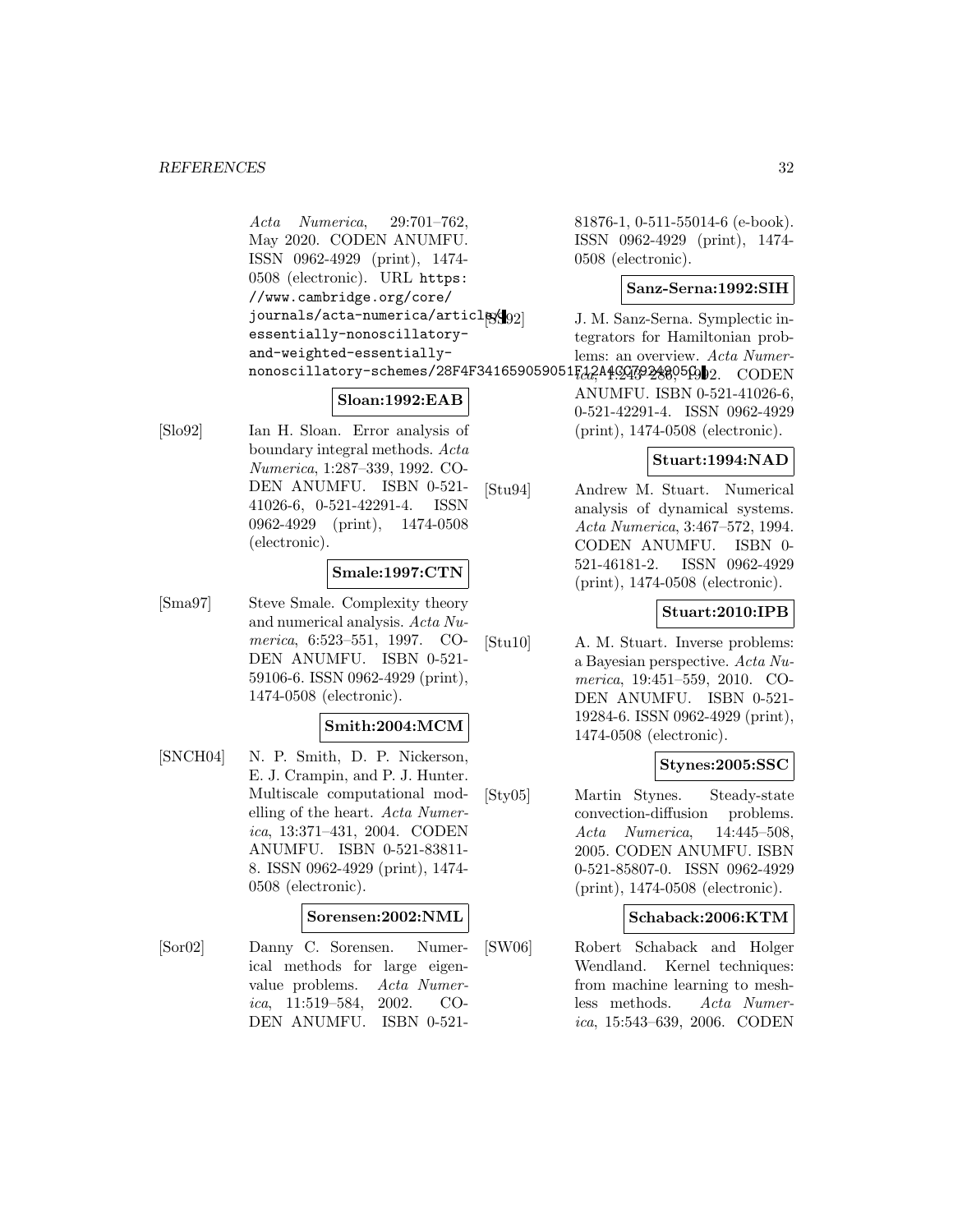*Acta Numerica*, 29:701–762, May 2020. CODEN ANUMFU. ISSN 0962-4929 (print), 1474-0508 (electronic). URL https://www.cambridge.org/core/journals/acta-numerica/article/essentially-nonoscillatory-and-weighted-essentially-nonoscillatory-schemes/28F4F341659059051F12A4CC7924905C.

**Sloan:1992:EAB**

[Slo92] Ian H. Sloan. Error analysis of boundary integral methods. *Acta Numerica*, 1:287–339, 1992. CODEN ANUMFU. ISBN 0-521-41026-6, 0-521-42291-4. ISSN 0962-4929 (print), 1474-0508 (electronic).

**Smale:1997:CTN**

[Sma97] Steve Smale. Complexity theory and numerical analysis. *Acta Numerica*, 6:523–551, 1997. CODEN ANUMFU. ISBN 0-521-59106-6. ISSN 0962-4929 (print), 1474-0508 (electronic).

**Smith:2004:MCM**

[SNCH04] N. P. Smith, D. P. Nickerson, E. J. Crampin, and P. J. Hunter. Multiscale computational modelling of the heart. *Acta Numerica*, 13:371–431, 2004. CODEN ANUMFU. ISBN 0-521-83811-8. ISSN 0962-4929 (print), 1474-0508 (electronic).

**Sorensen:2002:NML**

[Sor02] Danny C. Sorensen. Numerical methods for large eigenvalue problems. *Acta Numerica*, 11:519–584, 2002. CODEN ANUMFU. ISBN 0-521-81876-1, 0-511-55014-6 (e-book). ISSN 0962-4929 (print), 1474-0508 (electronic).

**Sanz-Serna:1992:SIH**

[SS92] J. M. Sanz-Serna. Symplectic integrators for Hamiltonian problems: an overview. *Acta Numerica*, 1:243–286, 1992. CODEN ANUMFU. ISBN 0-521-41026-6, 0-521-42291-4. ISSN 0962-4929 (print), 1474-0508 (electronic).

**Stuart:1994:NAD**

[Stu94] Andrew M. Stuart. Numerical analysis of dynamical systems. *Acta Numerica*, 3:467–572, 1994. CODEN ANUMFU. ISBN 0-521-46181-2. ISSN 0962-4929 (print), 1474-0508 (electronic).

**Stuart:2010:IPB**

[Stu10] A. M. Stuart. Inverse problems: a Bayesian perspective. *Acta Numerica*, 19:451–559, 2010. CODEN ANUMFU. ISBN 0-521-19284-6. ISSN 0962-4929 (print), 1474-0508 (electronic).

**Stynes:2005:SSC**

[Sty05] Martin Stynes. Steady-state convection-diffusion problems. *Acta Numerica*, 14:445–508, 2005. CODEN ANUMFU. ISBN 0-521-85807-0. ISSN 0962-4929 (print), 1474-0508 (electronic).

**Schaback:2006:KTM**

[SW06] Robert Schaback and Holger Wendland. Kernel techniques: from machine learning to meshless methods. *Acta Numerica*, 15:543–639, 2006. CODEN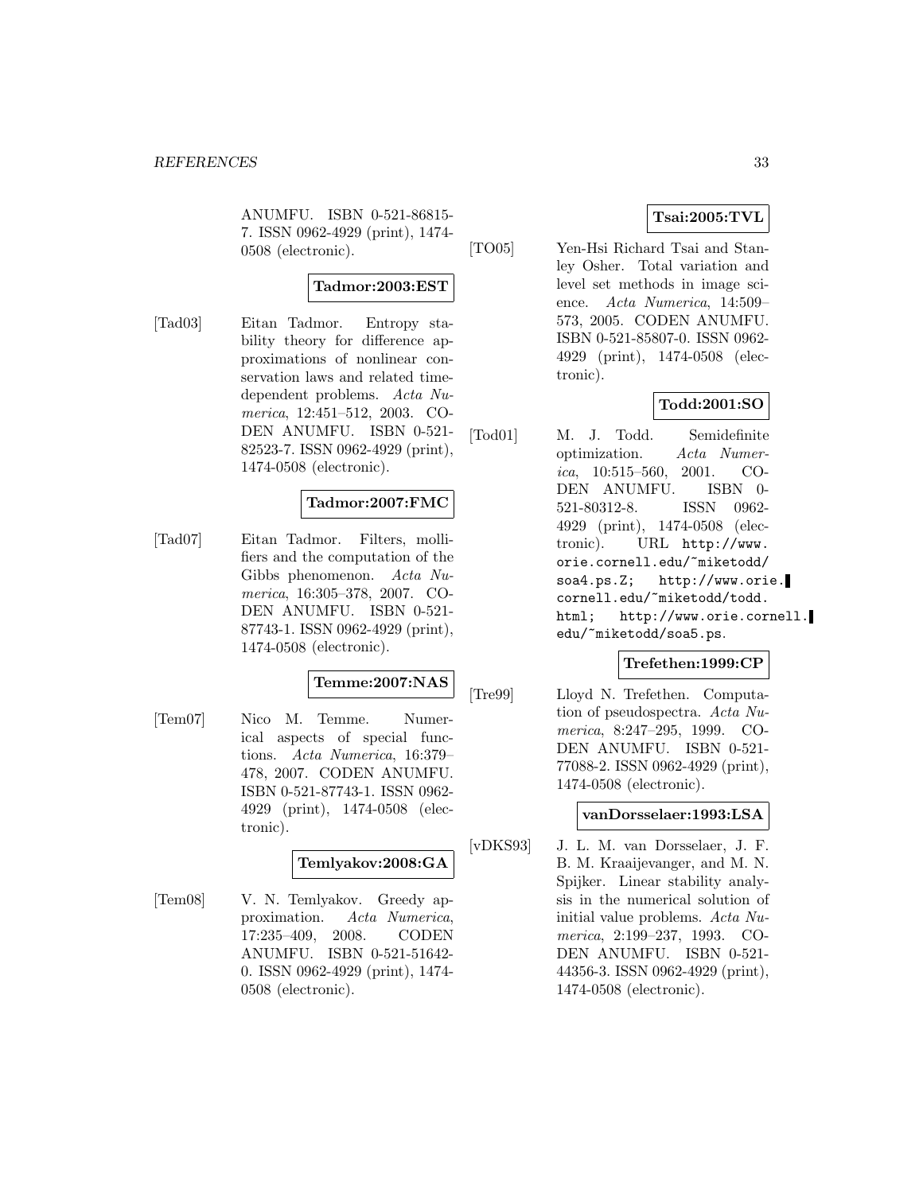ANUMFU. ISBN 0-521-86815-7. ISSN 0962-4929 (print), 1474-0508 (electronic).

**Tadmor:2003:EST**

[Tad03] Eitan Tadmor. Entropy stability theory for difference approximations of nonlinear conservation laws and related time-dependent problems. *Acta Numerica*, 12:451–512, 2003. CODEN ANUMFU. ISBN 0-521-82523-7. ISSN 0962-4929 (print), 1474-0508 (electronic).

**Tadmor:2007:FMC**

[Tad07] Eitan Tadmor. Filters, mollifiers and the computation of the Gibbs phenomenon. *Acta Numerica*, 16:305–378, 2007. CODEN ANUMFU. ISBN 0-521-87743-1. ISSN 0962-4929 (print), 1474-0508 (electronic).

**Temme:2007:NAS**

[Tem07] Nico M. Temme. Numerical aspects of special functions. *Acta Numerica*, 16:379–478, 2007. CODEN ANUMFU. ISBN 0-521-87743-1. ISSN 0962-4929 (print), 1474-0508 (electronic).

**Temlyakov:2008:GA**

[Tem08] V. N. Temlyakov. Greedy approximation. *Acta Numerica*, 17:235–409, 2008. CODEN ANUMFU. ISBN 0-521-51642-0. ISSN 0962-4929 (print), 1474-0508 (electronic).

**Tsai:2005:TVL**

[TO05] Yen-Hsi Richard Tsai and Stanley Osher. Total variation and level set methods in image science. *Acta Numerica*, 14:509–573, 2005. CODEN ANUMFU. ISBN 0-521-85807-0. ISSN 0962-4929 (print), 1474-0508 (electronic).

**Todd:2001:SO**

[Tod01] M. J. Todd. Semidefinite optimization. *Acta Numerica*, 10:515–560, 2001. CODEN ANUMFU. ISBN 0-521-80312-8. ISSN 0962-4929 (print), 1474-0508 (electronic). URL `http://www.orie.cornell.edu/~miketodd/soa4.ps.Z`; `http://www.orie.cornell.edu/~miketodd/todd.html`; `http://www.orie.cornell.edu/~miketodd/soa5.ps`.

**Trefethen:1999:CP**

[Tre99] Lloyd N. Trefethen. Computation of pseudospectra. *Acta Numerica*, 8:247–295, 1999. CODEN ANUMFU. ISBN 0-521-77088-2. ISSN 0962-4929 (print), 1474-0508 (electronic).

**vanDorsselaer:1993:LSA**

[vDKS93] J. L. M. van Dorsselaer, J. F. B. M. Kraaijevanger, and M. N. Spijker. Linear stability analysis in the numerical solution of initial value problems. *Acta Numerica*, 2:199–237, 1993. CODEN ANUMFU. ISBN 0-521-44356-3. ISSN 0962-4929 (print), 1474-0508 (electronic).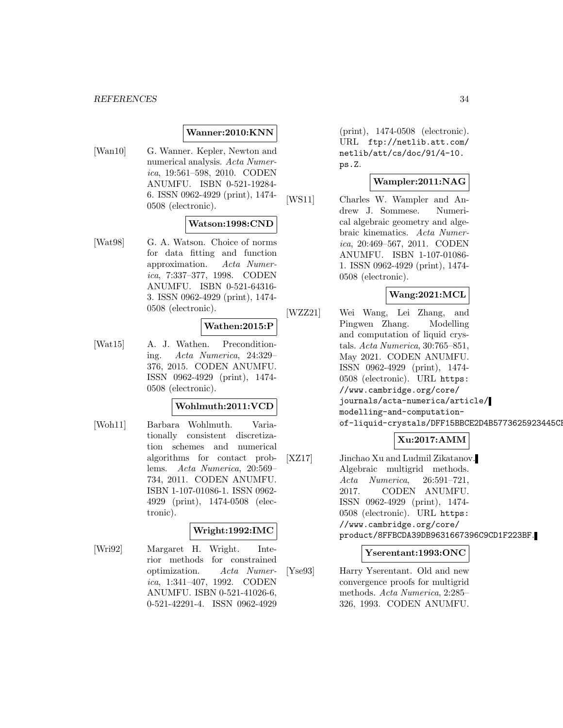**Wanner:2010:KNN**

[Wan10] G. Wanner. Kepler, Newton and numerical analysis. *Acta Numerica*, 19:561–598, 2010. CODEN ANUMFU. ISBN 0-521-19284-6. ISSN 0962-4929 (print), 1474-0508 (electronic).

**Watson:1998:CND**

[Wat98] G. A. Watson. Choice of norms for data fitting and function approximation. *Acta Numerica*, 7:337–377, 1998. CODEN ANUMFU. ISBN 0-521-64316-3. ISSN 0962-4929 (print), 1474-0508 (electronic).

**Wathen:2015:P**

[Wat15] A. J. Wathen. Preconditioning. *Acta Numerica*, 24:329–376, 2015. CODEN ANUMFU. ISSN 0962-4929 (print), 1474-0508 (electronic).

**Wohlmuth:2011:VCD**

[Woh11] Barbara Wohlmuth. Variationally consistent discretization schemes and numerical algorithms for contact problems. *Acta Numerica*, 20:569–734, 2011. CODEN ANUMFU. ISBN 1-107-01086-1. ISSN 0962-4929 (print), 1474-0508 (electronic).

**Wright:1992:IMC**

[Wri92] Margaret H. Wright. Interior methods for constrained optimization. *Acta Numerica*, 1:341–407, 1992. CODEN ANUMFU. ISBN 0-521-41026-6, 0-521-42291-4. ISSN 0962-4929 (print), 1474-0508 (electronic). URL `ftp://netlib.att.com/netlib/att/cs/doc/91/4-10.ps.Z`.

**Wampler:2011:NAG**

[WS11] Charles W. Wampler and Andrew J. Sommese. Numerical algebraic geometry and algebraic kinematics. *Acta Numerica*, 20:469–567, 2011. CODEN ANUMFU. ISBN 1-107-01086-1. ISSN 0962-4929 (print), 1474-0508 (electronic).

**Wang:2021:MCL**

[WZZ21] Wei Wang, Lei Zhang, and Pingwen Zhang. Modelling and computation of liquid crystals. *Acta Numerica*, 30:765–851, May 2021. CODEN ANUMFU. ISSN 0962-4929 (print), 1474-0508 (electronic). URL `https://www.cambridge.org/core/journals/acta-numerica/article/modelling-and-computation-of-liquid-crystals/DFF15BBCE2D4B5773625923445CE`

**Xu:2017:AMM**

[XZ17] Jinchao Xu and Ludmil Zikatanov. Algebraic multigrid methods. *Acta Numerica*, 26:591–721, 2017. CODEN ANUMFU. ISSN 0962-4929 (print), 1474-0508 (electronic). URL `https://www.cambridge.org/core/product/8FFBCDA39DB9631667396C9CD1F223BF`.

**Yserentant:1993:ONC**

[Yse93] Harry Yserentant. Old and new convergence proofs for multigrid methods. *Acta Numerica*, 2:285–326, 1993. CODEN ANUMFU.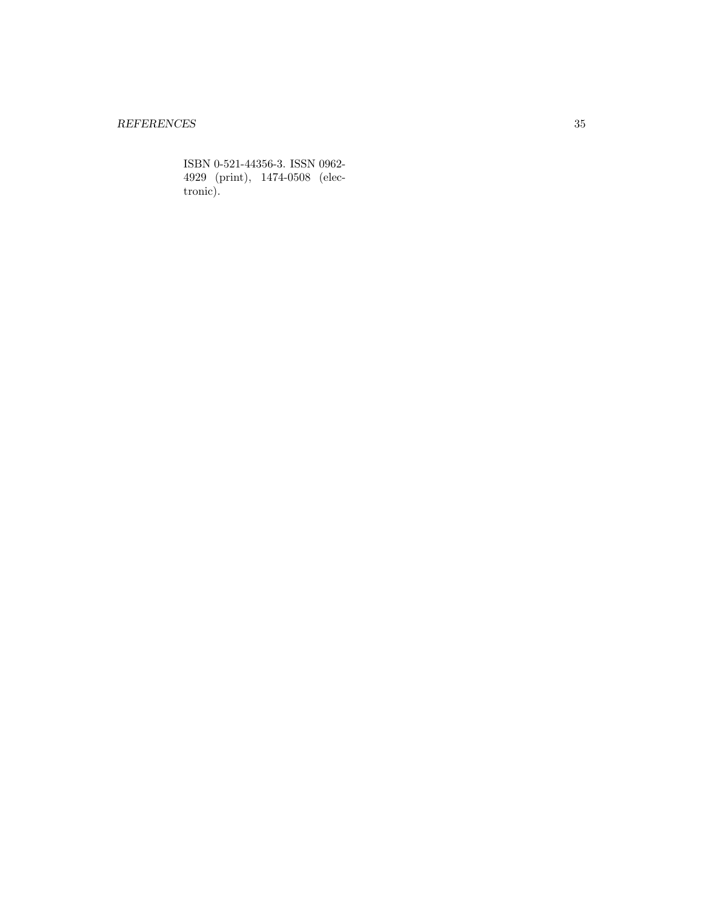ISBN 0-521-44356-3. ISSN 0962-4929 (print), 1474-0508 (electronic).